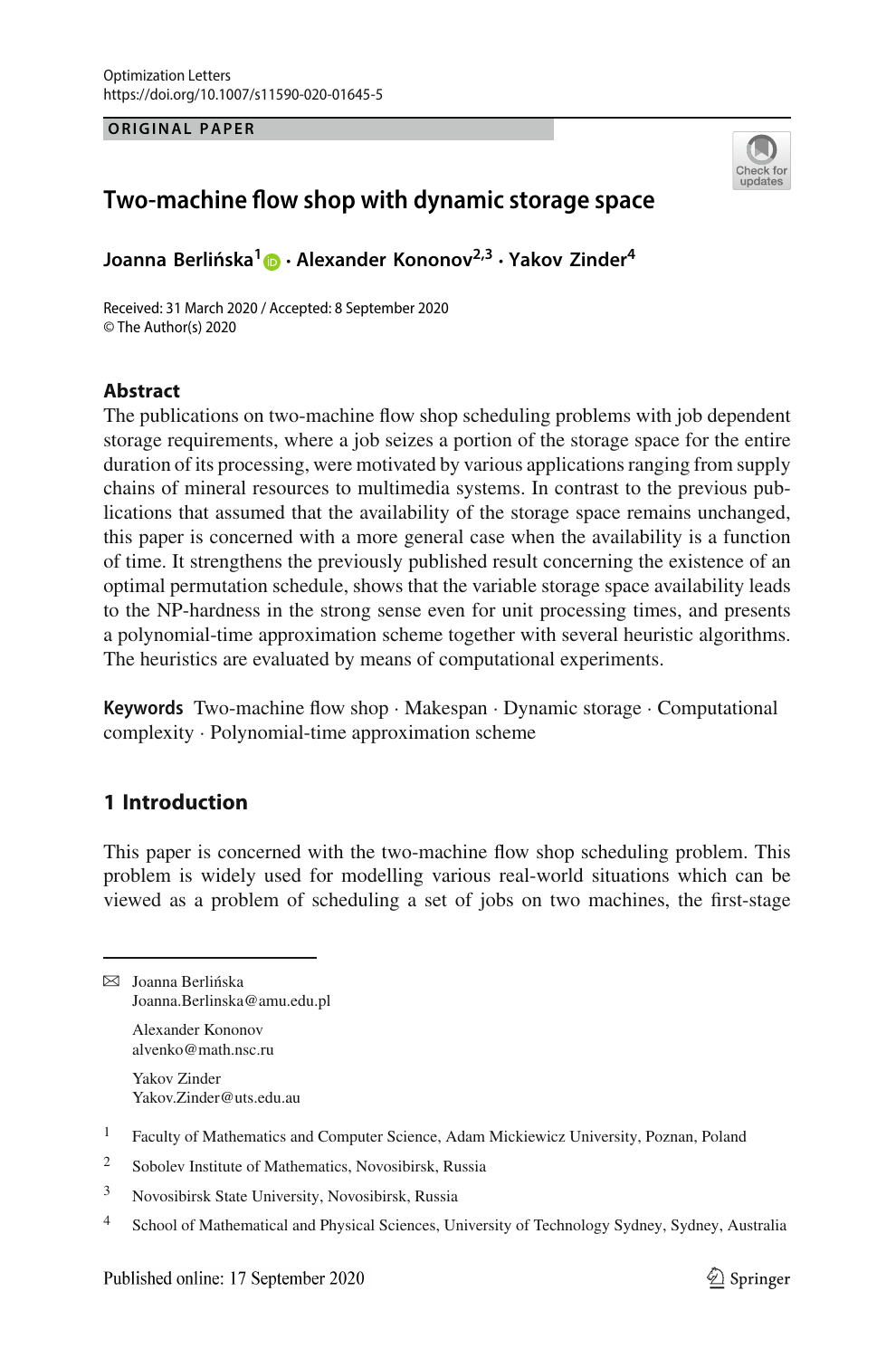Optimization Letters
https://doi.org/10.1007/s11590-020-01645-5

**ORIGINAL PAPER**

# Two-machine flow shop with dynamic storage space

**Joanna Berlińska[1] · Alexander Kononov[2,3] · Yakov Zinder[4]**

Received: 31 March 2020 / Accepted: 8 September 2020
© The Author(s) 2020

## Abstract

The publications on two-machine flow shop scheduling problems with job dependent storage requirements, where a job seizes a portion of the storage space for the entire duration of its processing, were motivated by various applications ranging from supply chains of mineral resources to multimedia systems. In contrast to the previous publications that assumed that the availability of the storage space remains unchanged, this paper is concerned with a more general case when the availability is a function of time. It strengthens the previously published result concerning the existence of an optimal permutation schedule, shows that the variable storage space availability leads to the NP-hardness in the strong sense even for unit processing times, and presents a polynomial-time approximation scheme together with several heuristic algorithms. The heuristics are evaluated by means of computational experiments.

**Keywords** Two-machine flow shop · Makespan · Dynamic storage · Computational complexity · Polynomial-time approximation scheme

## 1 Introduction

This paper is concerned with the two-machine flow shop scheduling problem. This problem is widely used for modelling various real-world situations which can be viewed as a problem of scheduling a set of jobs on two machines, the first-stage

---

✉ Joanna Berlińska
Joanna.Berlinska@amu.edu.pl

Alexander Kononov
alvenko@math.nsc.ru

Yakov Zinder
Yakov.Zinder@uts.edu.au

[1] Faculty of Mathematics and Computer Science, Adam Mickiewicz University, Poznan, Poland

[2] Sobolev Institute of Mathematics, Novosibirsk, Russia

[3] Novosibirsk State University, Novosibirsk, Russia

[4] School of Mathematical and Physical Sciences, University of Technology Sydney, Sydney, Australia

Published online: 17 September 2020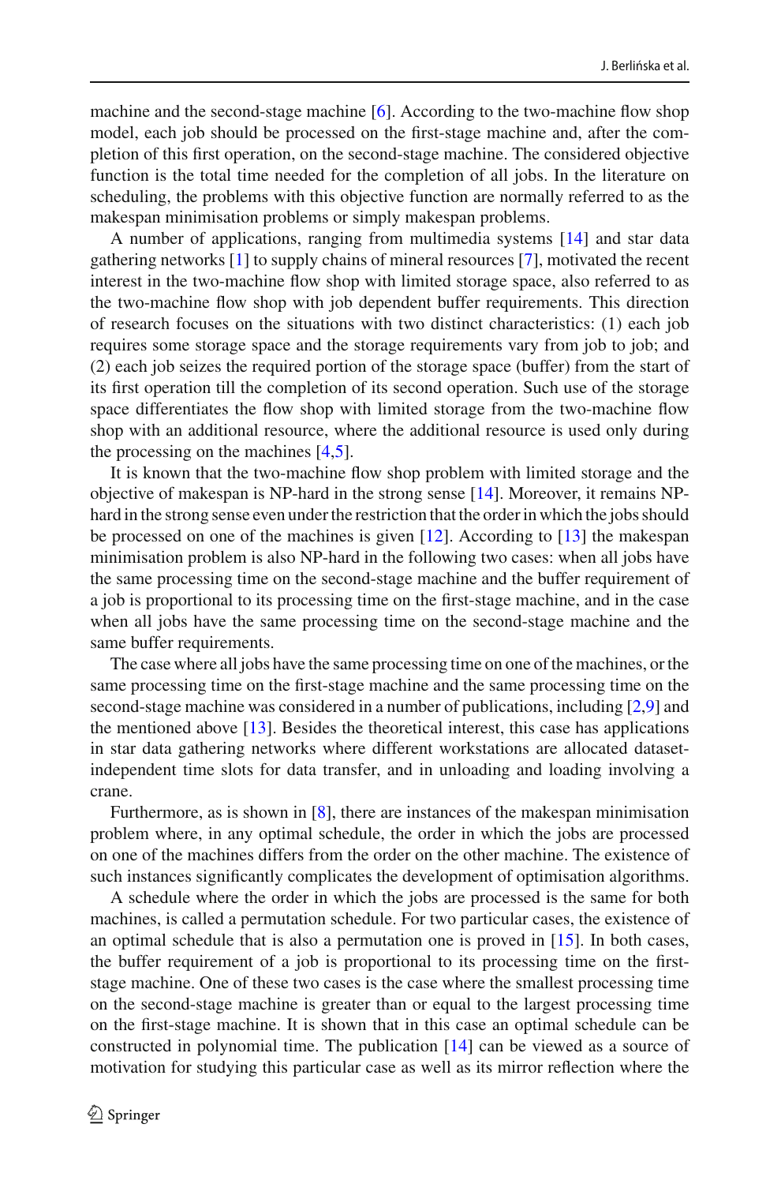machine and the second-stage machine [6]. According to the two-machine flow shop model, each job should be processed on the first-stage machine and, after the completion of this first operation, on the second-stage machine. The considered objective function is the total time needed for the completion of all jobs. In the literature on scheduling, the problems with this objective function are normally referred to as the makespan minimisation problems or simply makespan problems.

A number of applications, ranging from multimedia systems [14] and star data gathering networks [1] to supply chains of mineral resources [7], motivated the recent interest in the two-machine flow shop with limited storage space, also referred to as the two-machine flow shop with job dependent buffer requirements. This direction of research focuses on the situations with two distinct characteristics: (1) each job requires some storage space and the storage requirements vary from job to job; and (2) each job seizes the required portion of the storage space (buffer) from the start of its first operation till the completion of its second operation. Such use of the storage space differentiates the flow shop with limited storage from the two-machine flow shop with an additional resource, where the additional resource is used only during the processing on the machines [4,5].

It is known that the two-machine flow shop problem with limited storage and the objective of makespan is NP-hard in the strong sense [14]. Moreover, it remains NP-hard in the strong sense even under the restriction that the order in which the jobs should be processed on one of the machines is given [12]. According to [13] the makespan minimisation problem is also NP-hard in the following two cases: when all jobs have the same processing time on the second-stage machine and the buffer requirement of a job is proportional to its processing time on the first-stage machine, and in the case when all jobs have the same processing time on the second-stage machine and the same buffer requirements.

The case where all jobs have the same processing time on one of the machines, or the same processing time on the first-stage machine and the same processing time on the second-stage machine was considered in a number of publications, including [2,9] and the mentioned above [13]. Besides the theoretical interest, this case has applications in star data gathering networks where different workstations are allocated dataset-independent time slots for data transfer, and in unloading and loading involving a crane.

Furthermore, as is shown in [8], there are instances of the makespan minimisation problem where, in any optimal schedule, the order in which the jobs are processed on one of the machines differs from the order on the other machine. The existence of such instances significantly complicates the development of optimisation algorithms.

A schedule where the order in which the jobs are processed is the same for both machines, is called a permutation schedule. For two particular cases, the existence of an optimal schedule that is also a permutation one is proved in [15]. In both cases, the buffer requirement of a job is proportional to its processing time on the first-stage machine. One of these two cases is the case where the smallest processing time on the second-stage machine is greater than or equal to the largest processing time on the first-stage machine. It is shown that in this case an optimal schedule can be constructed in polynomial time. The publication [14] can be viewed as a source of motivation for studying this particular case as well as its mirror reflection where the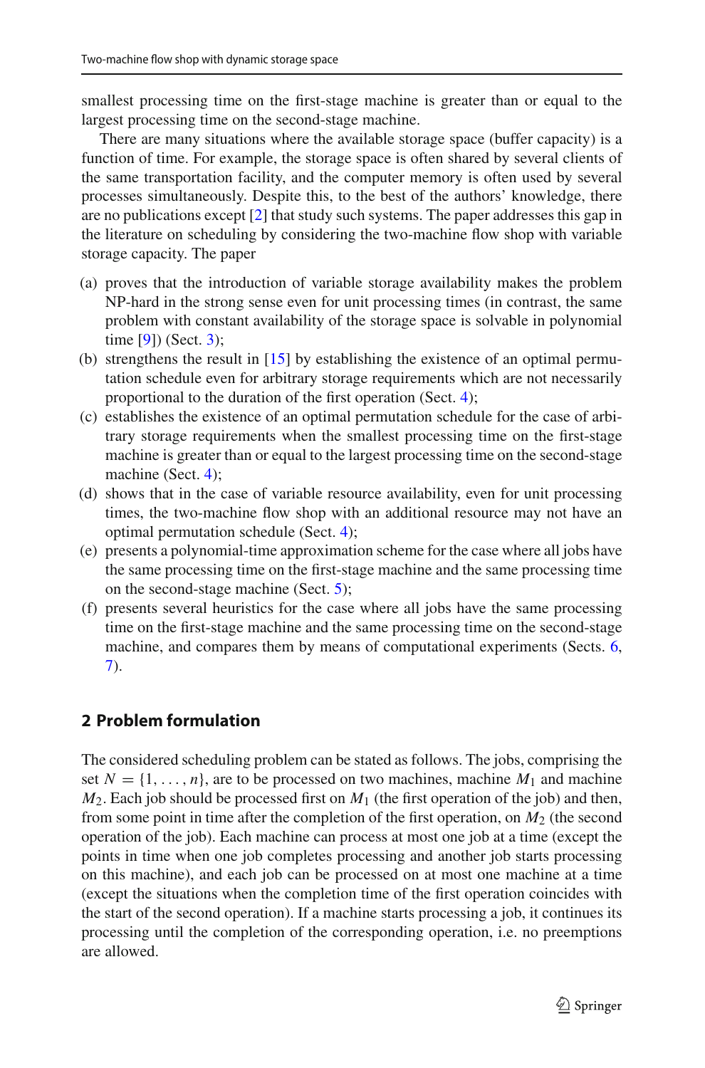smallest processing time on the first-stage machine is greater than or equal to the largest processing time on the second-stage machine.

There are many situations where the available storage space (buffer capacity) is a function of time. For example, the storage space is often shared by several clients of the same transportation facility, and the computer memory is often used by several processes simultaneously. Despite this, to the best of the authors' knowledge, there are no publications except [2] that study such systems. The paper addresses this gap in the literature on scheduling by considering the two-machine flow shop with variable storage capacity. The paper

(a) proves that the introduction of variable storage availability makes the problem NP-hard in the strong sense even for unit processing times (in contrast, the same problem with constant availability of the storage space is solvable in polynomial time [9]) (Sect. 3);
(b) strengthens the result in [15] by establishing the existence of an optimal permutation schedule even for arbitrary storage requirements which are not necessarily proportional to the duration of the first operation (Sect. 4);
(c) establishes the existence of an optimal permutation schedule for the case of arbitrary storage requirements when the smallest processing time on the first-stage machine is greater than or equal to the largest processing time on the second-stage machine (Sect. 4);
(d) shows that in the case of variable resource availability, even for unit processing times, the two-machine flow shop with an additional resource may not have an optimal permutation schedule (Sect. 4);
(e) presents a polynomial-time approximation scheme for the case where all jobs have the same processing time on the first-stage machine and the same processing time on the second-stage machine (Sect. 5);
(f) presents several heuristics for the case where all jobs have the same processing time on the first-stage machine and the same processing time on the second-stage machine, and compares them by means of computational experiments (Sects. 6, 7).

## 2 Problem formulation

The considered scheduling problem can be stated as follows. The jobs, comprising the set $N = \{1, \ldots, n\}$, are to be processed on two machines, machine $M_1$ and machine $M_2$. Each job should be processed first on $M_1$ (the first operation of the job) and then, from some point in time after the completion of the first operation, on $M_2$ (the second operation of the job). Each machine can process at most one job at a time (except the points in time when one job completes processing and another job starts processing on this machine), and each job can be processed on at most one machine at a time (except the situations when the completion time of the first operation coincides with the start of the second operation). If a machine starts processing a job, it continues its processing until the completion of the corresponding operation, i.e. no preemptions are allowed.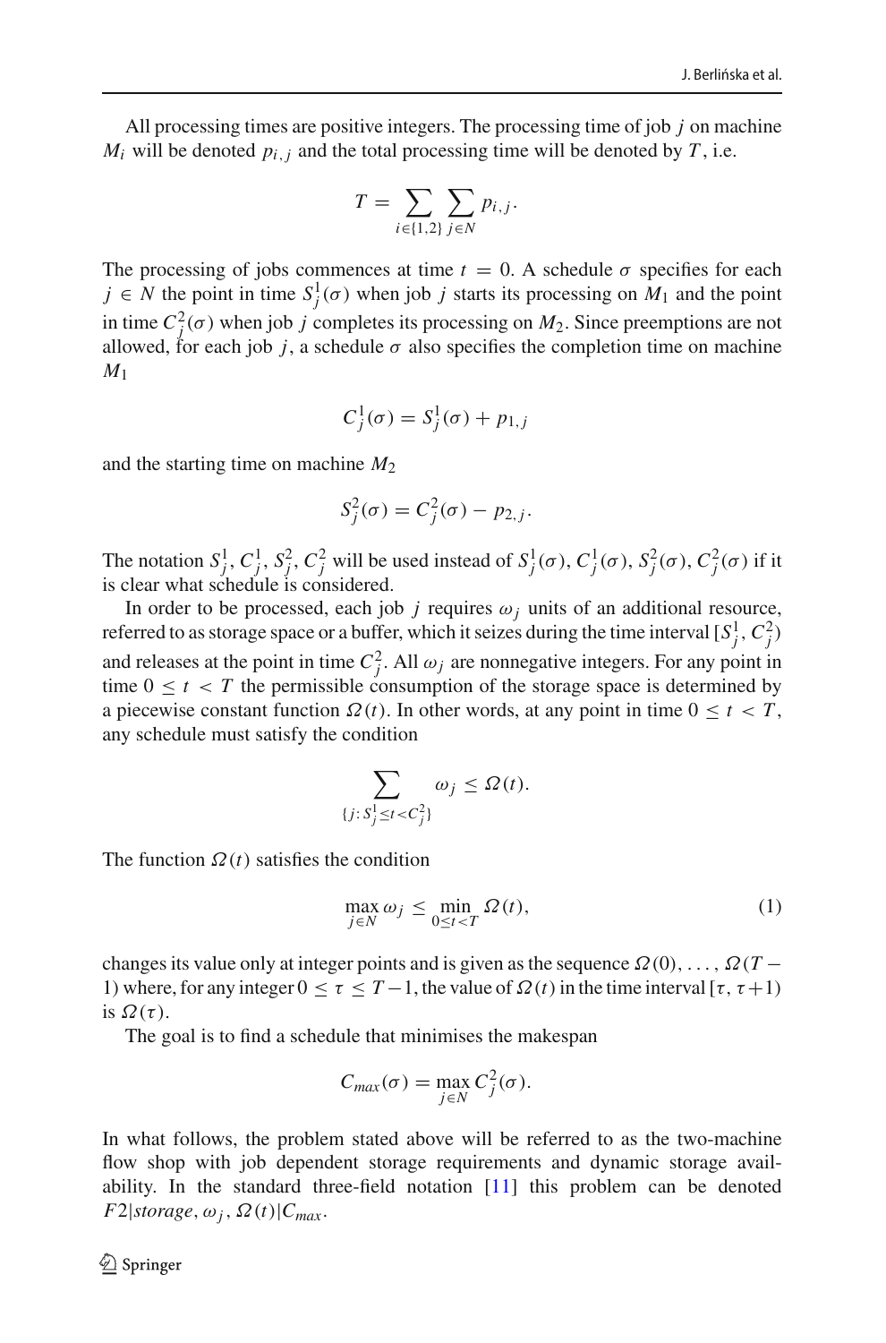All processing times are positive integers. The processing time of job $j$ on machine $M_i$ will be denoted $p_{i,j}$ and the total processing time will be denoted by $T$, i.e.

$$T = \sum_{i \in \{1,2\}} \sum_{j \in N} p_{i,j}.$$

The processing of jobs commences at time $t = 0$. A schedule $\sigma$ specifies for each $j \in N$ the point in time $S_j^1(\sigma)$ when job $j$ starts its processing on $M_1$ and the point in time $C_j^2(\sigma)$ when job $j$ completes its processing on $M_2$. Since preemptions are not allowed, for each job $j$, a schedule $\sigma$ also specifies the completion time on machine $M_1$

$$C_j^1(\sigma) = S_j^1(\sigma) + p_{1,j}$$

and the starting time on machine $M_2$

$$S_j^2(\sigma) = C_j^2(\sigma) - p_{2,j}.$$

The notation $S_j^1$, $C_j^1$, $S_j^2$, $C_j^2$ will be used instead of $S_j^1(\sigma)$, $C_j^1(\sigma)$, $S_j^2(\sigma)$, $C_j^2(\sigma)$ if it is clear what schedule is considered.

In order to be processed, each job $j$ requires $\omega_j$ units of an additional resource, referred to as storage space or a buffer, which it seizes during the time interval $[S_j^1, C_j^2)$ and releases at the point in time $C_j^2$. All $\omega_j$ are nonnegative integers. For any point in time $0 \leq t < T$ the permissible consumption of the storage space is determined by a piecewise constant function $\Omega(t)$. In other words, at any point in time $0 \leq t < T$, any schedule must satisfy the condition

$$\sum_{\{j:\, S_j^1 \leq t < C_j^2\}} \omega_j \leq \Omega(t).$$

The function $\Omega(t)$ satisfies the condition

$$\max_{j \in N} \omega_j \leq \min_{0 \leq t < T} \Omega(t), \tag{1}$$

changes its value only at integer points and is given as the sequence $\Omega(0), \ldots, \Omega(T-1)$ where, for any integer $0 \leq \tau \leq T-1$, the value of $\Omega(t)$ in the time interval $[\tau, \tau+1)$ is $\Omega(\tau)$.

The goal is to find a schedule that minimises the makespan

$$C_{max}(\sigma) = \max_{j \in N} C_j^2(\sigma).$$

In what follows, the problem stated above will be referred to as the two-machine flow shop with job dependent storage requirements and dynamic storage availability. In the standard three-field notation [11] this problem can be denoted $F2|storage, \omega_j, \Omega(t)|C_{max}$.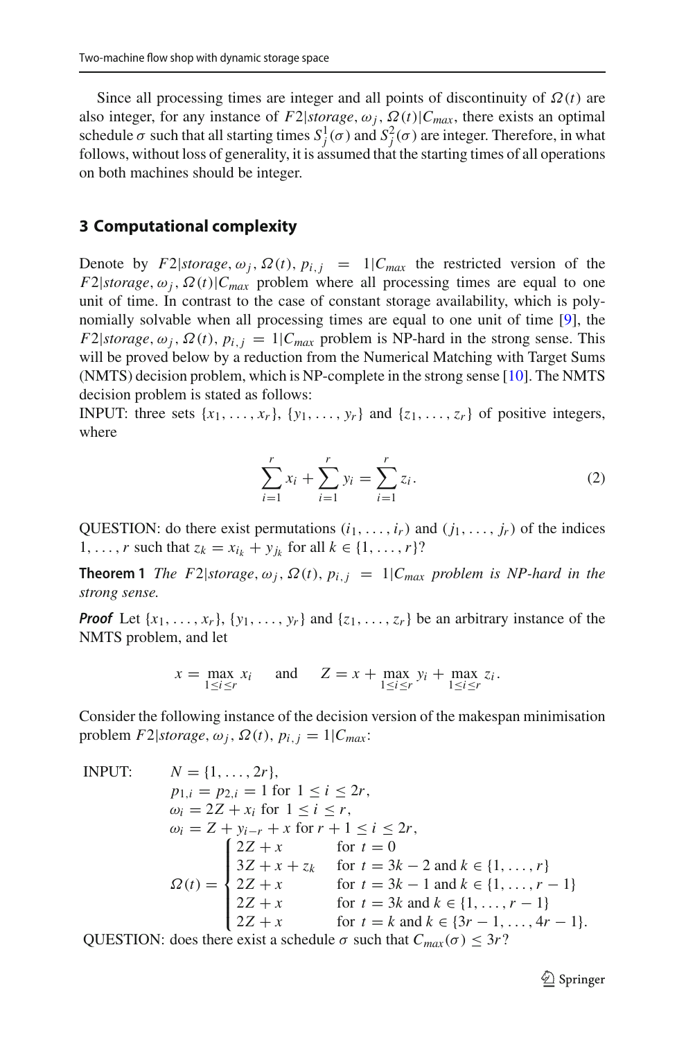Since all processing times are integer and all points of discontinuity of $\Omega(t)$ are also integer, for any instance of $F2|storage, \omega_j, \Omega(t)|C_{max}$, there exists an optimal schedule $\sigma$ such that all starting times $S_j^1(\sigma)$ and $S_j^2(\sigma)$ are integer. Therefore, in what follows, without loss of generality, it is assumed that the starting times of all operations on both machines should be integer.

## 3 Computational complexity

Denote by $F2|storage, \omega_j, \Omega(t), p_{i,j} = 1|C_{max}$ the restricted version of the $F2|storage, \omega_j, \Omega(t)|C_{max}$ problem where all processing times are equal to one unit of time. In contrast to the case of constant storage availability, which is polynomially solvable when all processing times are equal to one unit of time [9], the $F2|storage, \omega_j, \Omega(t), p_{i,j} = 1|C_{max}$ problem is NP-hard in the strong sense. This will be proved below by a reduction from the Numerical Matching with Target Sums (NMTS) decision problem, which is NP-complete in the strong sense [10]. The NMTS decision problem is stated as follows:

INPUT: three sets $\{x_1, \ldots, x_r\}$, $\{y_1, \ldots, y_r\}$ and $\{z_1, \ldots, z_r\}$ of positive integers, where

$$\sum_{i=1}^{r} x_i + \sum_{i=1}^{r} y_i = \sum_{i=1}^{r} z_i. \tag{2}$$

QUESTION: do there exist permutations $(i_1, \ldots, i_r)$ and $(j_1, \ldots, j_r)$ of the indices $1, \ldots, r$ such that $z_k = x_{i_k} + y_{j_k}$ for all $k \in \{1, \ldots, r\}$?

**Theorem 1** *The $F2|storage, \omega_j, \Omega(t), p_{i,j} = 1|C_{max}$ problem is NP-hard in the strong sense.*

***Proof*** Let $\{x_1, \ldots, x_r\}$, $\{y_1, \ldots, y_r\}$ and $\{z_1, \ldots, z_r\}$ be an arbitrary instance of the NMTS problem, and let

$$x = \max_{1 \le i \le r} x_i \qquad \text{and} \qquad Z = x + \max_{1 \le i \le r} y_i + \max_{1 \le i \le r} z_i.$$

Consider the following instance of the decision version of the makespan minimisation problem $F2|storage, \omega_j, \Omega(t), p_{i,j} = 1|C_{max}$:

INPUT: $N = \{1, \ldots, 2r\}$,

$p_{1,i} = p_{2,i} = 1$ for $1 \le i \le 2r$,

$\omega_i = 2Z + x_i$ for $1 \le i \le r$,

$\omega_i = Z + y_{i-r} + x$ for $r + 1 \le i \le 2r$,

$$\Omega(t) = \begin{cases} 2Z + x & \text{for } t = 0 \\ 3Z + x + z_k & \text{for } t = 3k - 2 \text{ and } k \in \{1, \ldots, r\} \\ 2Z + x & \text{for } t = 3k - 1 \text{ and } k \in \{1, \ldots, r - 1\} \\ 2Z + x & \text{for } t = 3k \text{ and } k \in \{1, \ldots, r - 1\} \\ 2Z + x & \text{for } t = k \text{ and } k \in \{3r - 1, \ldots, 4r - 1\}. \end{cases}$$

QUESTION: does there exist a schedule $\sigma$ such that $C_{max}(\sigma) \le 3r$?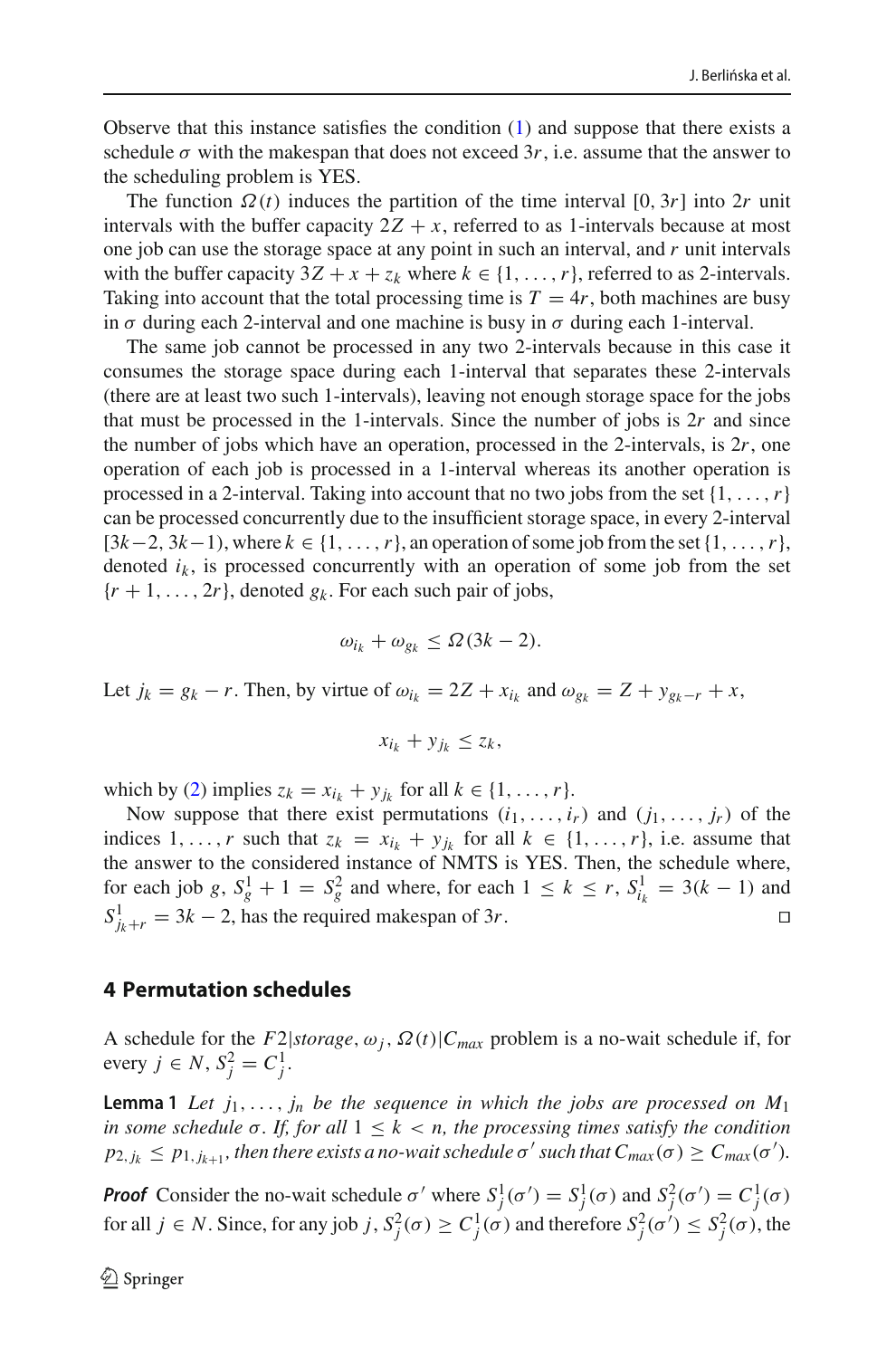Observe that this instance satisfies the condition (1) and suppose that there exists a schedule $\sigma$ with the makespan that does not exceed $3r$, i.e. assume that the answer to the scheduling problem is YES.

The function $\Omega(t)$ induces the partition of the time interval $[0, 3r]$ into $2r$ unit intervals with the buffer capacity $2Z + x$, referred to as 1-intervals because at most one job can use the storage space at any point in such an interval, and $r$ unit intervals with the buffer capacity $3Z + x + z_k$ where $k \in \{1, \ldots, r\}$, referred to as 2-intervals. Taking into account that the total processing time is $T = 4r$, both machines are busy in $\sigma$ during each 2-interval and one machine is busy in $\sigma$ during each 1-interval.

The same job cannot be processed in any two 2-intervals because in this case it consumes the storage space during each 1-interval that separates these 2-intervals (there are at least two such 1-intervals), leaving not enough storage space for the jobs that must be processed in the 1-intervals. Since the number of jobs is $2r$ and since the number of jobs which have an operation, processed in the 2-intervals, is $2r$, one operation of each job is processed in a 1-interval whereas its another operation is processed in a 2-interval. Taking into account that no two jobs from the set $\{1, \ldots, r\}$ can be processed concurrently due to the insufficient storage space, in every 2-interval $[3k-2, 3k-1)$, where $k \in \{1, \ldots, r\}$, an operation of some job from the set $\{1, \ldots, r\}$, denoted $i_k$, is processed concurrently with an operation of some job from the set $\{r+1, \ldots, 2r\}$, denoted $g_k$. For each such pair of jobs,

$$\omega_{i_k} + \omega_{g_k} \leq \Omega(3k-2).$$

Let $j_k = g_k - r$. Then, by virtue of $\omega_{i_k} = 2Z + x_{i_k}$ and $\omega_{g_k} = Z + y_{g_k - r} + x$,

$$x_{i_k} + y_{j_k} \leq z_k,$$

which by (2) implies $z_k = x_{i_k} + y_{j_k}$ for all $k \in \{1, \ldots, r\}$.

Now suppose that there exist permutations $(i_1, \ldots, i_r)$ and $(j_1, \ldots, j_r)$ of the indices $1, \ldots, r$ such that $z_k = x_{i_k} + y_{j_k}$ for all $k \in \{1, \ldots, r\}$, i.e. assume that the answer to the considered instance of NMTS is YES. Then, the schedule where, for each job $g$, $S_g^1 + 1 = S_g^2$ and where, for each $1 \leq k \leq r$, $S_{i_k}^1 = 3(k-1)$ and $S_{j_k+r}^1 = 3k-2$, has the required makespan of $3r$. $\square$

## 4 Permutation schedules

A schedule for the $F2|storage, \omega_j, \Omega(t)|C_{max}$ problem is a no-wait schedule if, for every $j \in N$, $S_j^2 = C_j^1$.

**Lemma 1** *Let $j_1, \ldots, j_n$ be the sequence in which the jobs are processed on $M_1$ in some schedule $\sigma$. If, for all $1 \leq k < n$, the processing times satisfy the condition $p_{2,j_k} \leq p_{1,j_{k+1}}$, then there exists a no-wait schedule $\sigma'$ such that $C_{max}(\sigma) \geq C_{max}(\sigma')$.*

***Proof*** Consider the no-wait schedule $\sigma'$ where $S_j^1(\sigma') = S_j^1(\sigma)$ and $S_j^2(\sigma') = C_j^1(\sigma)$ for all $j \in N$. Since, for any job $j$, $S_j^2(\sigma) \geq C_j^1(\sigma)$ and therefore $S_j^2(\sigma') \leq S_j^2(\sigma)$, the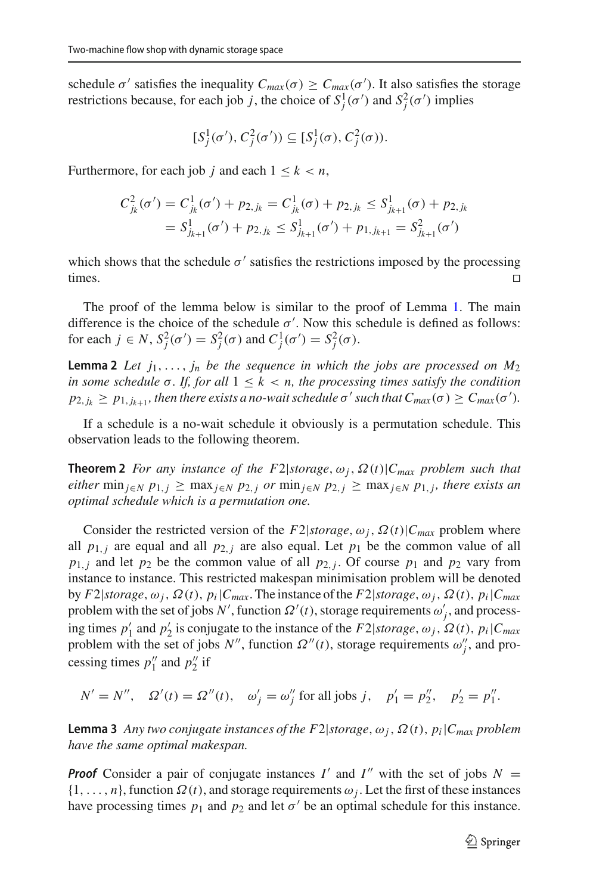schedule $\sigma'$ satisfies the inequality $C_{max}(\sigma) \geq C_{max}(\sigma')$. It also satisfies the storage restrictions because, for each job $j$, the choice of $S_j^1(\sigma')$ and $S_j^2(\sigma')$ implies

$$[S_j^1(\sigma'), C_j^2(\sigma')) \subseteq [S_j^1(\sigma), C_j^2(\sigma)).$$

Furthermore, for each job $j$ and each $1 \leq k < n$,

$$\begin{aligned} C_{j_k}^2(\sigma') &= C_{j_k}^1(\sigma') + p_{2,j_k} = C_{j_k}^1(\sigma) + p_{2,j_k} \leq S_{j_{k+1}}^1(\sigma) + p_{2,j_k} \\ &= S_{j_{k+1}}^1(\sigma') + p_{2,j_k} \leq S_{j_{k+1}}^1(\sigma') + p_{1,j_{k+1}} = S_{j_{k+1}}^2(\sigma') \end{aligned}$$

which shows that the schedule $\sigma'$ satisfies the restrictions imposed by the processing times. □

The proof of the lemma below is similar to the proof of Lemma 1. The main difference is the choice of the schedule $\sigma'$. Now this schedule is defined as follows: for each $j \in N$, $S_j^2(\sigma') = S_j^2(\sigma)$ and $C_j^1(\sigma') = S_j^2(\sigma)$.

**Lemma 2** *Let $j_1, \ldots, j_n$ be the sequence in which the jobs are processed on $M_2$ in some schedule $\sigma$. If, for all $1 \leq k < n$, the processing times satisfy the condition $p_{2,j_k} \geq p_{1,j_{k+1}}$, then there exists a no-wait schedule $\sigma'$ such that $C_{max}(\sigma) \geq C_{max}(\sigma')$.*

If a schedule is a no-wait schedule it obviously is a permutation schedule. This observation leads to the following theorem.

**Theorem 2** *For any instance of the $F2|storage, \omega_j, \Omega(t)|C_{max}$ problem such that either $\min_{j \in N} p_{1,j} \geq \max_{j \in N} p_{2,j}$ or $\min_{j \in N} p_{2,j} \geq \max_{j \in N} p_{1,j}$, there exists an optimal schedule which is a permutation one.*

Consider the restricted version of the $F2|storage, \omega_j, \Omega(t)|C_{max}$ problem where all $p_{1,j}$ are equal and all $p_{2,j}$ are also equal. Let $p_1$ be the common value of all $p_{1,j}$ and let $p_2$ be the common value of all $p_{2,j}$. Of course $p_1$ and $p_2$ vary from instance to instance. This restricted makespan minimisation problem will be denoted by $F2|storage, \omega_j, \Omega(t), p_i|C_{max}$. The instance of the $F2|storage, \omega_j, \Omega(t), p_i|C_{max}$ problem with the set of jobs $N'$, function $\Omega'(t)$, storage requirements $\omega'_j$, and processing times $p'_1$ and $p'_2$ is conjugate to the instance of the $F2|storage, \omega_j, \Omega(t), p_i|C_{max}$ problem with the set of jobs $N''$, function $\Omega''(t)$, storage requirements $\omega''_j$, and processing times $p''_1$ and $p''_2$ if

$$N' = N'', \quad \Omega'(t) = \Omega''(t), \quad \omega'_j = \omega''_j \text{ for all jobs } j, \quad p'_1 = p''_2, \quad p'_2 = p''_1.$$

**Lemma 3** *Any two conjugate instances of the $F2|storage, \omega_j, \Omega(t), p_i|C_{max}$ problem have the same optimal makespan.*

***Proof*** Consider a pair of conjugate instances $I'$ and $I''$ with the set of jobs $N = \{1, \ldots, n\}$, function $\Omega(t)$, and storage requirements $\omega_j$. Let the first of these instances have processing times $p_1$ and $p_2$ and let $\sigma'$ be an optimal schedule for this instance.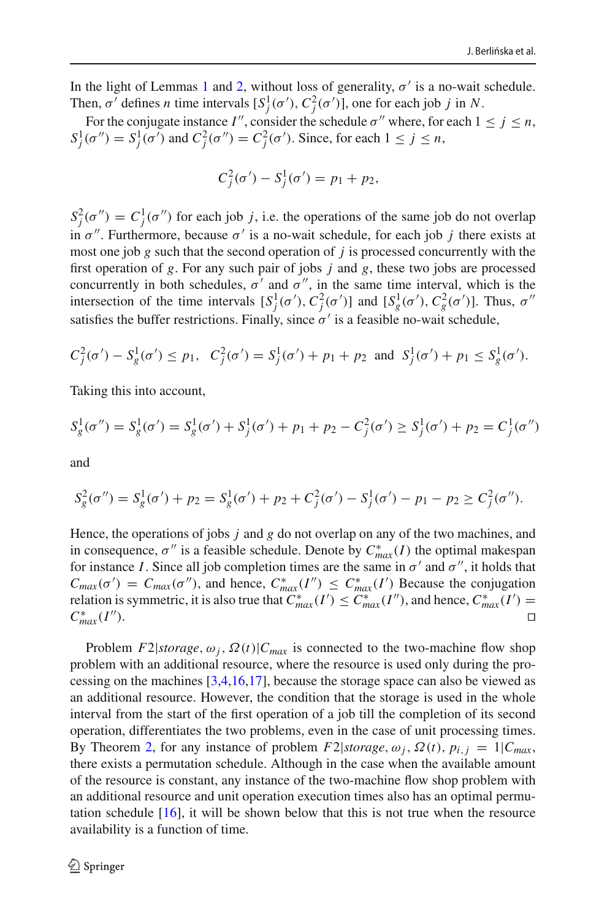In the light of Lemmas 1 and 2, without loss of generality, $\sigma'$ is a no-wait schedule. Then, $\sigma'$ defines $n$ time intervals $[S^1_j(\sigma'), C^2_j(\sigma')]$, one for each job $j$ in $N$.

For the conjugate instance $I''$, consider the schedule $\sigma''$ where, for each $1 \le j \le n$, $S^1_j(\sigma'') = S^1_j(\sigma')$ and $C^2_j(\sigma'') = C^2_j(\sigma')$. Since, for each $1 \le j \le n$,

$$C^2_j(\sigma') - S^1_j(\sigma') = p_1 + p_2,$$

$S^2_j(\sigma'') = C^1_j(\sigma'')$ for each job $j$, i.e. the operations of the same job do not overlap in $\sigma''$. Furthermore, because $\sigma'$ is a no-wait schedule, for each job $j$ there exists at most one job $g$ such that the second operation of $j$ is processed concurrently with the first operation of $g$. For any such pair of jobs $j$ and $g$, these two jobs are processed concurrently in both schedules, $\sigma'$ and $\sigma''$, in the same time interval, which is the intersection of the time intervals $[S^1_j(\sigma'), C^2_j(\sigma')]$ and $[S^1_g(\sigma'), C^2_g(\sigma')]$. Thus, $\sigma''$ satisfies the buffer restrictions. Finally, since $\sigma'$ is a feasible no-wait schedule,

$$C^2_j(\sigma') - S^1_g(\sigma') \le p_1, \quad C^2_j(\sigma') = S^1_j(\sigma') + p_1 + p_2 \;\text{ and }\; S^1_j(\sigma') + p_1 \le S^1_g(\sigma').$$

Taking this into account,

$$S^1_g(\sigma'') = S^1_g(\sigma') = S^1_g(\sigma') + S^1_j(\sigma') + p_1 + p_2 - C^2_j(\sigma') \ge S^1_j(\sigma') + p_2 = C^1_j(\sigma'')$$

and

$$S^2_g(\sigma'') = S^1_g(\sigma') + p_2 = S^1_g(\sigma') + p_2 + C^2_j(\sigma') - S^1_j(\sigma') - p_1 - p_2 \ge C^2_j(\sigma'').$$

Hence, the operations of jobs $j$ and $g$ do not overlap on any of the two machines, and in consequence, $\sigma''$ is a feasible schedule. Denote by $C^*_{max}(I)$ the optimal makespan for instance $I$. Since all job completion times are the same in $\sigma'$ and $\sigma''$, it holds that $C_{max}(\sigma') = C_{max}(\sigma'')$, and hence, $C^*_{max}(I'') \le C^*_{max}(I')$ Because the conjugation relation is symmetric, it is also true that $C^*_{max}(I') \le C^*_{max}(I'')$, and hence, $C^*_{max}(I') = C^*_{max}(I'')$. □

Problem $F2|storage, \omega_j, \Omega(t)|C_{max}$ is connected to the two-machine flow shop problem with an additional resource, where the resource is used only during the processing on the machines [3,4,16,17], because the storage space can also be viewed as an additional resource. However, the condition that the storage is used in the whole interval from the start of the first operation of a job till the completion of its second operation, differentiates the two problems, even in the case of unit processing times. By Theorem 2, for any instance of problem $F2|storage, \omega_j, \Omega(t), p_{i,j} = 1|C_{max}$, there exists a permutation schedule. Although in the case when the available amount of the resource is constant, any instance of the two-machine flow shop problem with an additional resource and unit operation execution times also has an optimal permutation schedule [16], it will be shown below that this is not true when the resource availability is a function of time.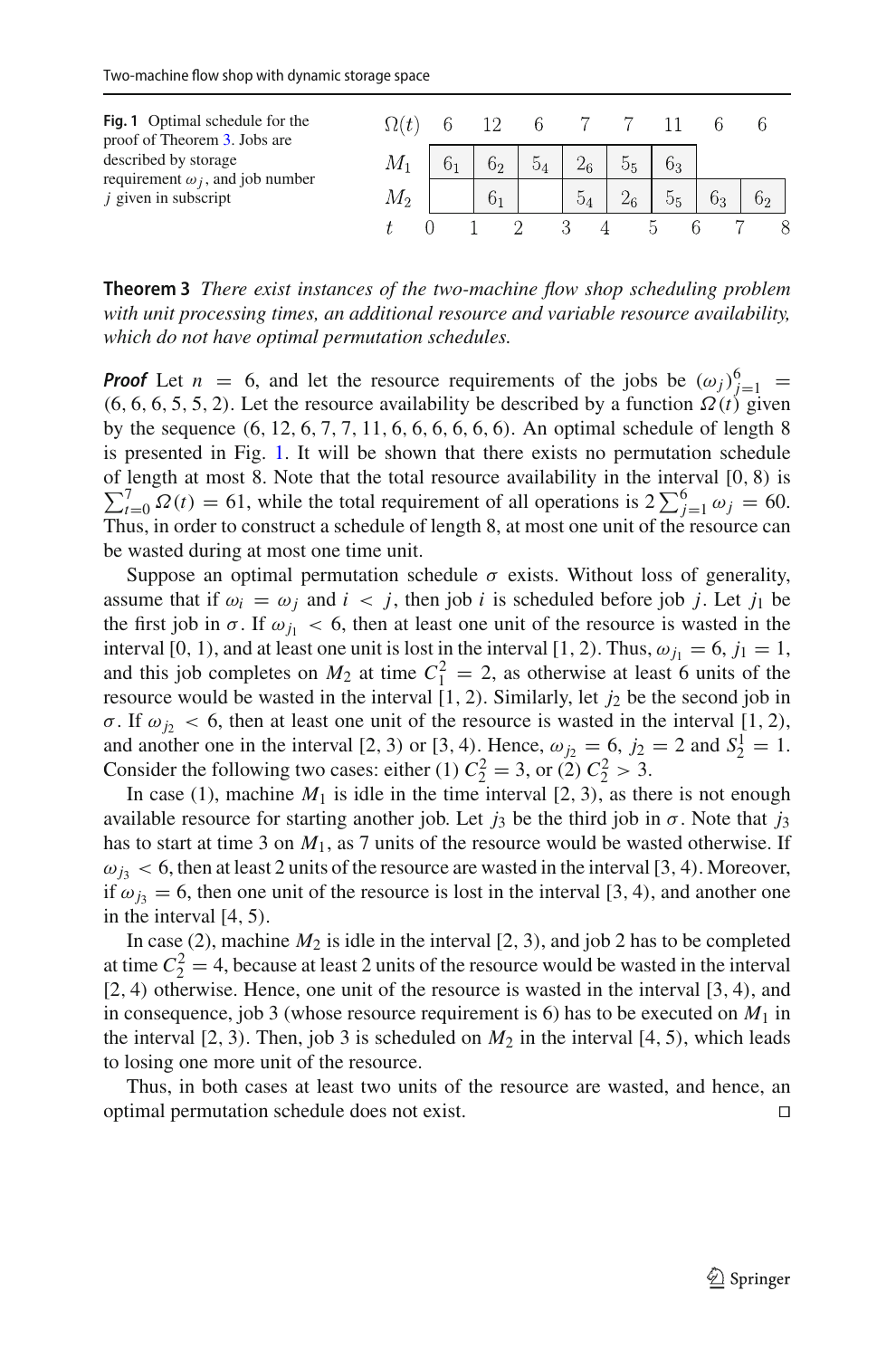**Fig. 1** Optimal schedule for the proof of Theorem 3. Jobs are described by storage requirement $\omega_j$, and job number $j$ given in subscript

| $\Omega(t)$ | 6 | 12 | 6 | 7 | 7 | 11 | 6 | 6 |
|---|---|---|---|---|---|---|---|---|
| $M_1$ | $6_1$ | $6_2$ | $5_4$ | $2_6$ | $5_5$ | $6_3$ | | |
| $M_2$ | | $6_1$ | | $5_4$ | $2_6$ | $5_5$ | $6_3$ | $6_2$ |

$t$: 0 1 2 3 4 5 6 7 8

**Theorem 3** *There exist instances of the two-machine flow shop scheduling problem with unit processing times, an additional resource and variable resource availability, which do not have optimal permutation schedules.*

***Proof*** Let $n = 6$, and let the resource requirements of the jobs be $(\omega_j)_{j=1}^{6} = (6, 6, 6, 5, 5, 2)$. Let the resource availability be described by a function $\Omega(t)$ given by the sequence $(6, 12, 6, 7, 7, 11, 6, 6, 6, 6, 6, 6)$. An optimal schedule of length 8 is presented in Fig. 1. It will be shown that there exists no permutation schedule of length at most 8. Note that the total resource availability in the interval $[0, 8)$ is $\sum_{t=0}^{7} \Omega(t) = 61$, while the total requirement of all operations is $2\sum_{j=1}^{6} \omega_j = 60$. Thus, in order to construct a schedule of length 8, at most one unit of the resource can be wasted during at most one time unit.

Suppose an optimal permutation schedule $\sigma$ exists. Without loss of generality, assume that if $\omega_i = \omega_j$ and $i < j$, then job $i$ is scheduled before job $j$. Let $j_1$ be the first job in $\sigma$. If $\omega_{j_1} < 6$, then at least one unit of the resource is wasted in the interval $[0, 1)$, and at least one unit is lost in the interval $[1, 2)$. Thus, $\omega_{j_1} = 6$, $j_1 = 1$, and this job completes on $M_2$ at time $C_1^2 = 2$, as otherwise at least 6 units of the resource would be wasted in the interval $[1, 2)$. Similarly, let $j_2$ be the second job in $\sigma$. If $\omega_{j_2} < 6$, then at least one unit of the resource is wasted in the interval $[1, 2)$, and another one in the interval $[2, 3)$ or $[3, 4)$. Hence, $\omega_{j_2} = 6$, $j_2 = 2$ and $S_2^1 = 1$. Consider the following two cases: either (1) $C_2^2 = 3$, or (2) $C_2^2 > 3$.

In case (1), machine $M_1$ is idle in the time interval $[2, 3)$, as there is not enough available resource for starting another job. Let $j_3$ be the third job in $\sigma$. Note that $j_3$ has to start at time 3 on $M_1$, as 7 units of the resource would be wasted otherwise. If $\omega_{j_3} < 6$, then at least 2 units of the resource are wasted in the interval $[3, 4)$. Moreover, if $\omega_{j_3} = 6$, then one unit of the resource is lost in the interval $[3, 4)$, and another one in the interval $[4, 5)$.

In case (2), machine $M_2$ is idle in the interval $[2, 3)$, and job 2 has to be completed at time $C_2^2 = 4$, because at least 2 units of the resource would be wasted in the interval $[2, 4)$ otherwise. Hence, one unit of the resource is wasted in the interval $[3, 4)$, and in consequence, job 3 (whose resource requirement is 6) has to be executed on $M_1$ in the interval $[2, 3)$. Then, job 3 is scheduled on $M_2$ in the interval $[4, 5)$, which leads to losing one more unit of the resource.

Thus, in both cases at least two units of the resource are wasted, and hence, an optimal permutation schedule does not exist. □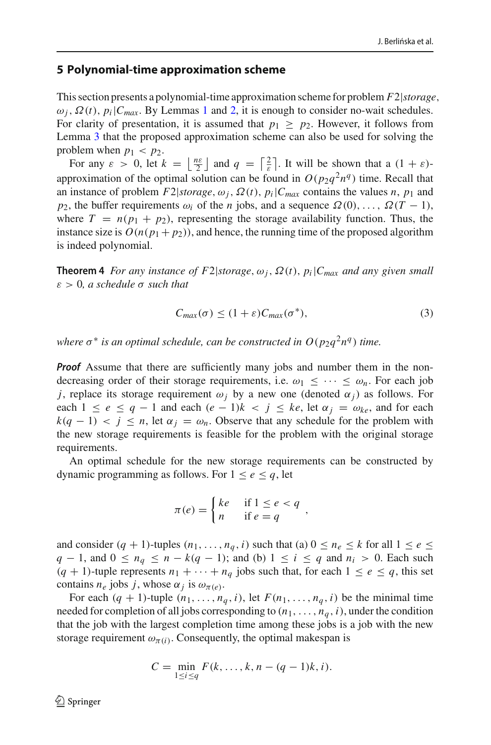## 5 Polynomial-time approximation scheme

This section presents a polynomial-time approximation scheme for problem $F2|storage, \omega_j, \Omega(t), p_i|C_{max}$. By Lemmas 1 and 2, it is enough to consider no-wait schedules. For clarity of presentation, it is assumed that $p_1 \geq p_2$. However, it follows from Lemma 3 that the proposed approximation scheme can also be used for solving the problem when $p_1 < p_2$.

For any $\varepsilon > 0$, let $k = \left\lfloor \frac{n\varepsilon}{2} \right\rfloor$ and $q = \left\lceil \frac{2}{\varepsilon} \right\rceil$. It will be shown that a $(1+\varepsilon)$-approximation of the optimal solution can be found in $O(p_2 q^2 n^q)$ time. Recall that an instance of problem $F2|storage, \omega_j, \Omega(t), p_i|C_{max}$ contains the values $n$, $p_1$ and $p_2$, the buffer requirements $\omega_i$ of the $n$ jobs, and a sequence $\Omega(0), \ldots, \Omega(T-1)$, where $T = n(p_1 + p_2)$, representing the storage availability function. Thus, the instance size is $O(n(p_1 + p_2))$, and hence, the running time of the proposed algorithm is indeed polynomial.

**Theorem 4** *For any instance of $F2|storage, \omega_j, \Omega(t), p_i|C_{max}$ and any given small $\varepsilon > 0$, a schedule $\sigma$ such that*

$$C_{max}(\sigma) \leq (1+\varepsilon) C_{max}(\sigma^*), \tag{3}$$

*where $\sigma^*$ is an optimal schedule, can be constructed in $O(p_2 q^2 n^q)$ time.*

***Proof*** Assume that there are sufficiently many jobs and number them in the non-decreasing order of their storage requirements, i.e. $\omega_1 \leq \cdots \leq \omega_n$. For each job $j$, replace its storage requirement $\omega_j$ by a new one (denoted $\alpha_j$) as follows. For each $1 \leq e \leq q-1$ and each $(e-1)k < j \leq ke$, let $\alpha_j = \omega_{ke}$, and for each $k(q-1) < j \leq n$, let $\alpha_j = \omega_n$. Observe that any schedule for the problem with the new storage requirements is feasible for the problem with the original storage requirements.

An optimal schedule for the new storage requirements can be constructed by dynamic programming as follows. For $1 \leq e \leq q$, let

$$\pi(e) = \begin{cases} ke & \text{if } 1 \leq e < q \\ n & \text{if } e = q \end{cases},$$

and consider $(q+1)$-tuples $(n_1, \ldots, n_q, i)$ such that (a) $0 \leq n_e \leq k$ for all $1 \leq e \leq q-1$, and $0 \leq n_q \leq n - k(q-1)$; and (b) $1 \leq i \leq q$ and $n_i > 0$. Each such $(q+1)$-tuple represents $n_1 + \cdots + n_q$ jobs such that, for each $1 \leq e \leq q$, this set contains $n_e$ jobs $j$, whose $\alpha_j$ is $\omega_{\pi(e)}$.

For each $(q+1)$-tuple $(n_1, \ldots, n_q, i)$, let $F(n_1, \ldots, n_q, i)$ be the minimal time needed for completion of all jobs corresponding to $(n_1, \ldots, n_q, i)$, under the condition that the job with the largest completion time among these jobs is a job with the new storage requirement $\omega_{\pi(i)}$. Consequently, the optimal makespan is

$$C = \min_{1 \leq i \leq q} F(k, \ldots, k, n-(q-1)k, i).$$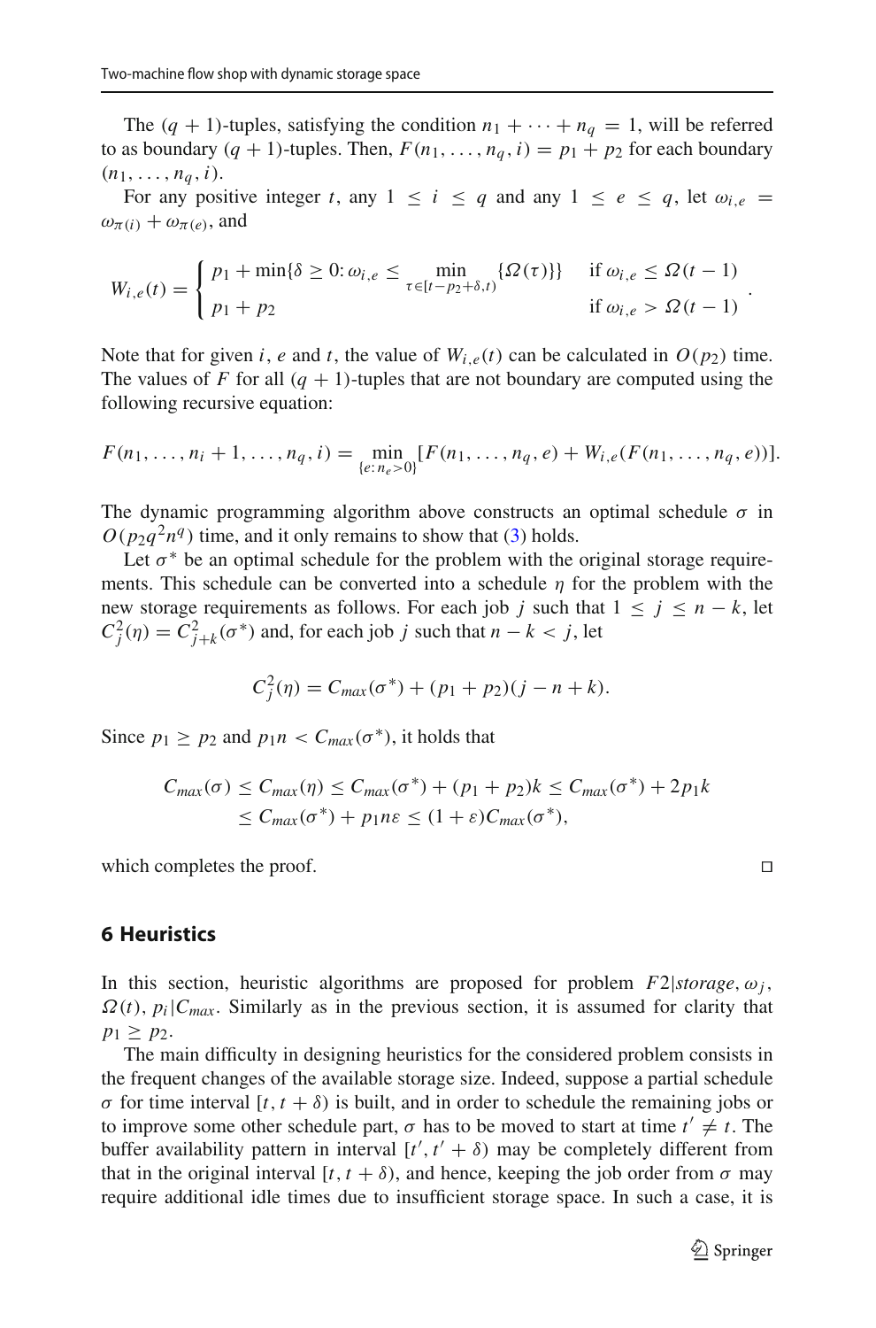The $(q+1)$-tuples, satisfying the condition $n_1 + \cdots + n_q = 1$, will be referred to as boundary $(q+1)$-tuples. Then, $F(n_1, \ldots, n_q, i) = p_1 + p_2$ for each boundary $(n_1, \ldots, n_q, i)$.

For any positive integer $t$, any $1 \le i \le q$ and any $1 \le e \le q$, let $\omega_{i,e} = \omega_{\pi(i)} + \omega_{\pi(e)}$, and

$$W_{i,e}(t) = \begin{cases} p_1 + \min\{\delta \ge 0 \colon \omega_{i,e} \le \min\limits_{\tau \in [t-p_2+\delta, t)} \{\Omega(\tau)\}\} & \text{if } \omega_{i,e} \le \Omega(t-1) \\ p_1 + p_2 & \text{if } \omega_{i,e} > \Omega(t-1) \end{cases}.$$

Note that for given $i$, $e$ and $t$, the value of $W_{i,e}(t)$ can be calculated in $O(p_2)$ time. The values of $F$ for all $(q+1)$-tuples that are not boundary are computed using the following recursive equation:

$$F(n_1, \ldots, n_i + 1, \ldots, n_q, i) = \min_{\{e \colon n_e > 0\}} [F(n_1, \ldots, n_q, e) + W_{i,e}(F(n_1, \ldots, n_q, e))].$$

The dynamic programming algorithm above constructs an optimal schedule $\sigma$ in $O(p_2 q^2 n^q)$ time, and it only remains to show that (3) holds.

Let $\sigma^*$ be an optimal schedule for the problem with the original storage requirements. This schedule can be converted into a schedule $\eta$ for the problem with the new storage requirements as follows. For each job $j$ such that $1 \le j \le n-k$, let $C_j^2(\eta) = C_{j+k}^2(\sigma^*)$ and, for each job $j$ such that $n-k < j$, let

$$C_j^2(\eta) = C_{max}(\sigma^*) + (p_1 + p_2)(j - n + k).$$

Since $p_1 \ge p_2$ and $p_1 n < C_{max}(\sigma^*)$, it holds that

$$\begin{aligned} C_{max}(\sigma) &\le C_{max}(\eta) \le C_{max}(\sigma^*) + (p_1 + p_2)k \le C_{max}(\sigma^*) + 2p_1 k \\ &\le C_{max}(\sigma^*) + p_1 n \varepsilon \le (1+\varepsilon) C_{max}(\sigma^*), \end{aligned}$$

which completes the proof. □

## 6 Heuristics

In this section, heuristic algorithms are proposed for problem $F2|storage, \omega_j, \Omega(t), p_i|C_{max}$. Similarly as in the previous section, it is assumed for clarity that $p_1 \ge p_2$.

The main difficulty in designing heuristics for the considered problem consists in the frequent changes of the available storage size. Indeed, suppose a partial schedule $\sigma$ for time interval $[t, t+\delta)$ is built, and in order to schedule the remaining jobs or to improve some other schedule part, $\sigma$ has to be moved to start at time $t' \ne t$. The buffer availability pattern in interval $[t', t'+\delta)$ may be completely different from that in the original interval $[t, t+\delta)$, and hence, keeping the job order from $\sigma$ may require additional idle times due to insufficient storage space. In such a case, it is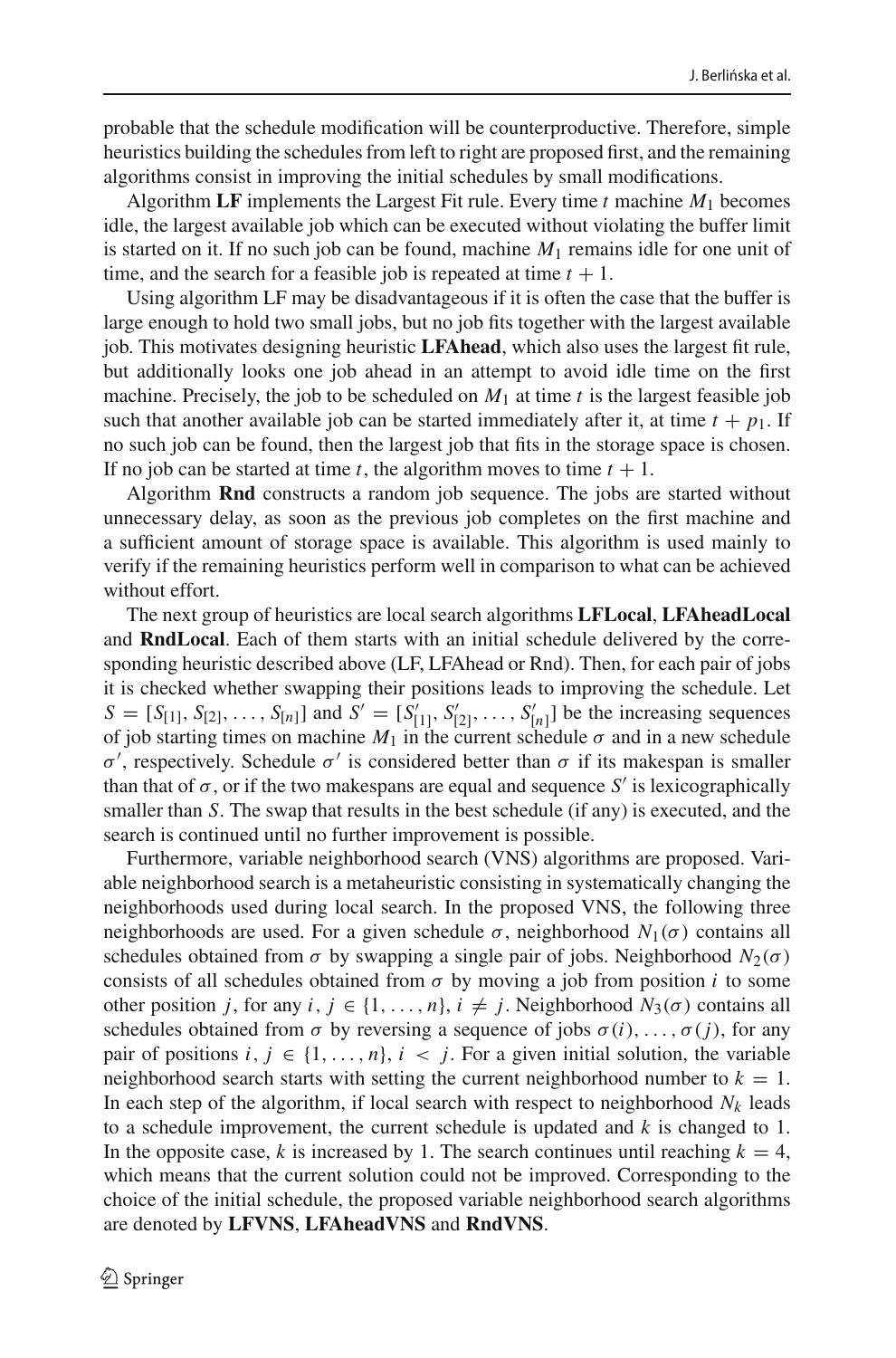probable that the schedule modification will be counterproductive. Therefore, simple heuristics building the schedules from left to right are proposed first, and the remaining algorithms consist in improving the initial schedules by small modifications.

Algorithm **LF** implements the Largest Fit rule. Every time $t$ machine $M_1$ becomes idle, the largest available job which can be executed without violating the buffer limit is started on it. If no such job can be found, machine $M_1$ remains idle for one unit of time, and the search for a feasible job is repeated at time $t + 1$.

Using algorithm LF may be disadvantageous if it is often the case that the buffer is large enough to hold two small jobs, but no job fits together with the largest available job. This motivates designing heuristic **LFAhead**, which also uses the largest fit rule, but additionally looks one job ahead in an attempt to avoid idle time on the first machine. Precisely, the job to be scheduled on $M_1$ at time $t$ is the largest feasible job such that another available job can be started immediately after it, at time $t + p_1$. If no such job can be found, then the largest job that fits in the storage space is chosen. If no job can be started at time $t$, the algorithm moves to time $t + 1$.

Algorithm **Rnd** constructs a random job sequence. The jobs are started without unnecessary delay, as soon as the previous job completes on the first machine and a sufficient amount of storage space is available. This algorithm is used mainly to verify if the remaining heuristics perform well in comparison to what can be achieved without effort.

The next group of heuristics are local search algorithms **LFLocal**, **LFAheadLocal** and **RndLocal**. Each of them starts with an initial schedule delivered by the corresponding heuristic described above (LF, LFAhead or Rnd). Then, for each pair of jobs it is checked whether swapping their positions leads to improving the schedule. Let $S = [S_{[1]}, S_{[2]}, \ldots, S_{[n]}]$ and $S' = [S'_{[1]}, S'_{[2]}, \ldots, S'_{[n]}]$ be the increasing sequences of job starting times on machine $M_1$ in the current schedule $\sigma$ and in a new schedule $\sigma'$, respectively. Schedule $\sigma'$ is considered better than $\sigma$ if its makespan is smaller than that of $\sigma$, or if the two makespans are equal and sequence $S'$ is lexicographically smaller than $S$. The swap that results in the best schedule (if any) is executed, and the search is continued until no further improvement is possible.

Furthermore, variable neighborhood search (VNS) algorithms are proposed. Variable neighborhood search is a metaheuristic consisting in systematically changing the neighborhoods used during local search. In the proposed VNS, the following three neighborhoods are used. For a given schedule $\sigma$, neighborhood $N_1(\sigma)$ contains all schedules obtained from $\sigma$ by swapping a single pair of jobs. Neighborhood $N_2(\sigma)$ consists of all schedules obtained from $\sigma$ by moving a job from position $i$ to some other position $j$, for any $i, j \in \{1, \ldots, n\}$, $i \neq j$. Neighborhood $N_3(\sigma)$ contains all schedules obtained from $\sigma$ by reversing a sequence of jobs $\sigma(i), \ldots, \sigma(j)$, for any pair of positions $i, j \in \{1, \ldots, n\}$, $i < j$. For a given initial solution, the variable neighborhood search starts with setting the current neighborhood number to $k = 1$. In each step of the algorithm, if local search with respect to neighborhood $N_k$ leads to a schedule improvement, the current schedule is updated and $k$ is changed to 1. In the opposite case, $k$ is increased by 1. The search continues until reaching $k = 4$, which means that the current solution could not be improved. Corresponding to the choice of the initial schedule, the proposed variable neighborhood search algorithms are denoted by **LFVNS**, **LFAheadVNS** and **RndVNS**.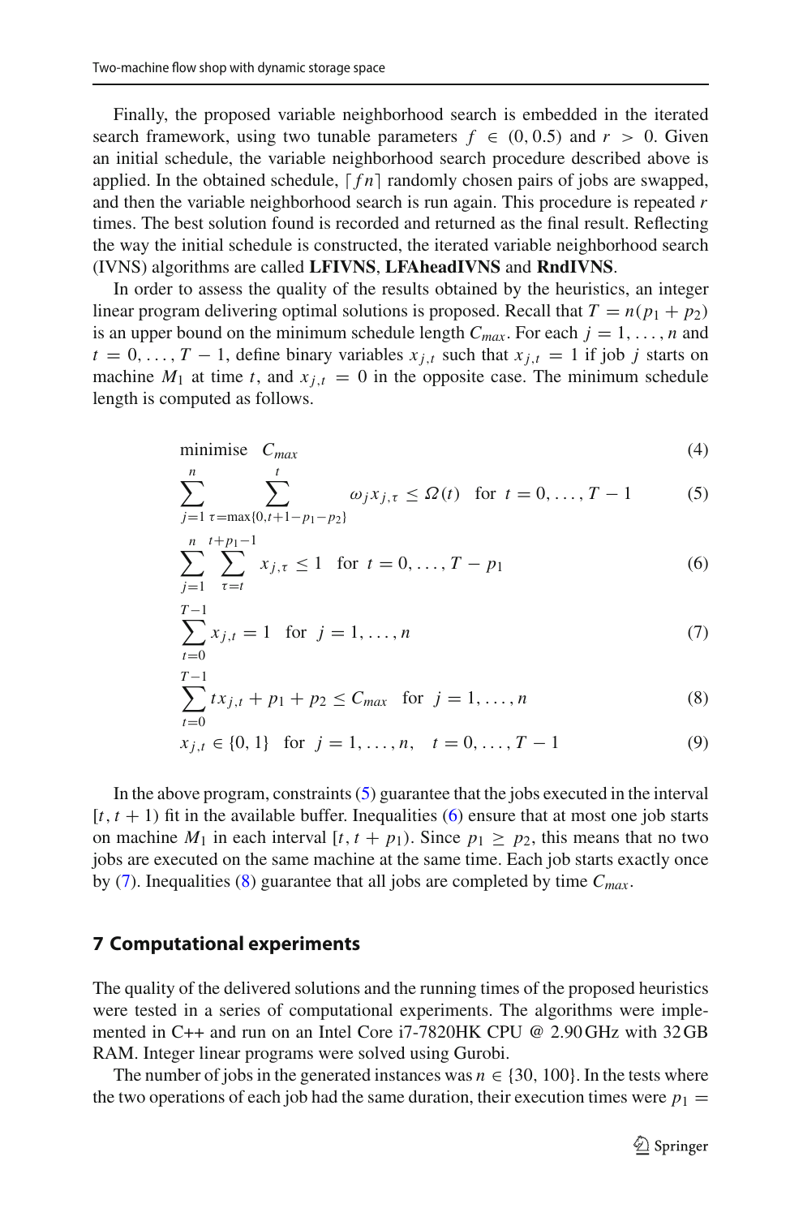Finally, the proposed variable neighborhood search is embedded in the iterated search framework, using two tunable parameters $f \in (0, 0.5)$ and $r > 0$. Given an initial schedule, the variable neighborhood search procedure described above is applied. In the obtained schedule, $\lceil fn \rceil$ randomly chosen pairs of jobs are swapped, and then the variable neighborhood search is run again. This procedure is repeated $r$ times. The best solution found is recorded and returned as the final result. Reflecting the way the initial schedule is constructed, the iterated variable neighborhood search (IVNS) algorithms are called **LFIVNS**, **LFAheadIVNS** and **RndIVNS**.

In order to assess the quality of the results obtained by the heuristics, an integer linear program delivering optimal solutions is proposed. Recall that $T = n(p_1 + p_2)$ is an upper bound on the minimum schedule length $C_{max}$. For each $j = 1, \ldots, n$ and $t = 0, \ldots, T-1$, define binary variables $x_{j,t}$ such that $x_{j,t} = 1$ if job $j$ starts on machine $M_1$ at time $t$, and $x_{j,t} = 0$ in the opposite case. The minimum schedule length is computed as follows.

$$\text{minimise} \quad C_{max} \tag{4}$$

$$\sum_{j=1}^{n} \sum_{\tau=\max\{0, t+1-p_1-p_2\}}^{t} \omega_j x_{j,\tau} \le \Omega(t) \quad \text{for } t = 0, \ldots, T-1 \tag{5}$$

$$\sum_{j=1}^{n} \sum_{\tau=t}^{t+p_1-1} x_{j,\tau} \le 1 \quad \text{for } t = 0, \ldots, T-p_1 \tag{6}$$

$$\sum_{t=0}^{T-1} x_{j,t} = 1 \quad \text{for } j = 1, \ldots, n \tag{7}$$

$$\sum_{t=0}^{T-1} t x_{j,t} + p_1 + p_2 \le C_{max} \quad \text{for } j = 1, \ldots, n \tag{8}$$

$$x_{j,t} \in \{0, 1\} \quad \text{for } j = 1, \ldots, n, \quad t = 0, \ldots, T-1 \tag{9}$$

In the above program, constraints (5) guarantee that the jobs executed in the interval $[t, t+1)$ fit in the available buffer. Inequalities (6) ensure that at most one job starts on machine $M_1$ in each interval $[t, t+p_1)$. Since $p_1 \ge p_2$, this means that no two jobs are executed on the same machine at the same time. Each job starts exactly once by (7). Inequalities (8) guarantee that all jobs are completed by time $C_{max}$.

## 7 Computational experiments

The quality of the delivered solutions and the running times of the proposed heuristics were tested in a series of computational experiments. The algorithms were implemented in C++ and run on an Intel Core i7-7820HK CPU @ 2.90 GHz with 32 GB RAM. Integer linear programs were solved using Gurobi.

The number of jobs in the generated instances was $n \in \{30, 100\}$. In the tests where the two operations of each job had the same duration, their execution times were $p_1 =$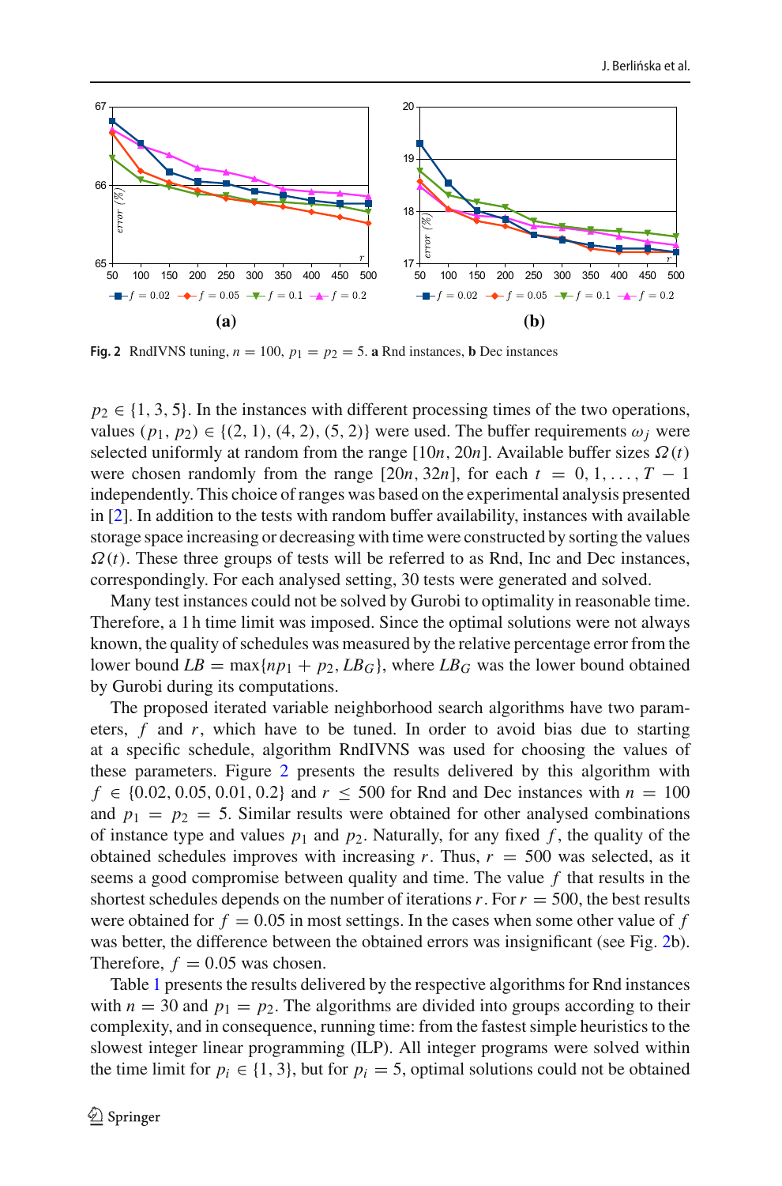Fig. 2 RndIVNS tuning, $n = 100$, $p_1 = p_2 = 5$. **a** Rnd instances, **b** Dec instances

$p_2 \in \{1, 3, 5\}$. In the instances with different processing times of the two operations, values $(p_1, p_2) \in \{(2, 1), (4, 2), (5, 2)\}$ were used. The buffer requirements $\omega_j$ were selected uniformly at random from the range $[10n, 20n]$. Available buffer sizes $\Omega(t)$ were chosen randomly from the range $[20n, 32n]$, for each $t = 0, 1, \ldots, T - 1$ independently. This choice of ranges was based on the experimental analysis presented in [2]. In addition to the tests with random buffer availability, instances with available storage space increasing or decreasing with time were constructed by sorting the values $\Omega(t)$. These three groups of tests will be referred to as Rnd, Inc and Dec instances, correspondingly. For each analysed setting, 30 tests were generated and solved.

Many test instances could not be solved by Gurobi to optimality in reasonable time. Therefore, a 1 h time limit was imposed. Since the optimal solutions were not always known, the quality of schedules was measured by the relative percentage error from the lower bound $LB = \max\{np_1 + p_2, LB_G\}$, where $LB_G$ was the lower bound obtained by Gurobi during its computations.

The proposed iterated variable neighborhood search algorithms have two parameters, $f$ and $r$, which have to be tuned. In order to avoid bias due to starting at a specific schedule, algorithm RndIVNS was used for choosing the values of these parameters. Figure 2 presents the results delivered by this algorithm with $f \in \{0.02, 0.05, 0.01, 0.2\}$ and $r \leq 500$ for Rnd and Dec instances with $n = 100$ and $p_1 = p_2 = 5$. Similar results were obtained for other analysed combinations of instance type and values $p_1$ and $p_2$. Naturally, for any fixed $f$, the quality of the obtained schedules improves with increasing $r$. Thus, $r = 500$ was selected, as it seems a good compromise between quality and time. The value $f$ that results in the shortest schedules depends on the number of iterations $r$. For $r = 500$, the best results were obtained for $f = 0.05$ in most settings. In the cases when some other value of $f$ was better, the difference between the obtained errors was insignificant (see Fig. 2b). Therefore, $f = 0.05$ was chosen.

Table 1 presents the results delivered by the respective algorithms for Rnd instances with $n = 30$ and $p_1 = p_2$. The algorithms are divided into groups according to their complexity, and in consequence, running time: from the fastest simple heuristics to the slowest integer linear programming (ILP). All integer programs were solved within the time limit for $p_i \in \{1, 3\}$, but for $p_i = 5$, optimal solutions could not be obtained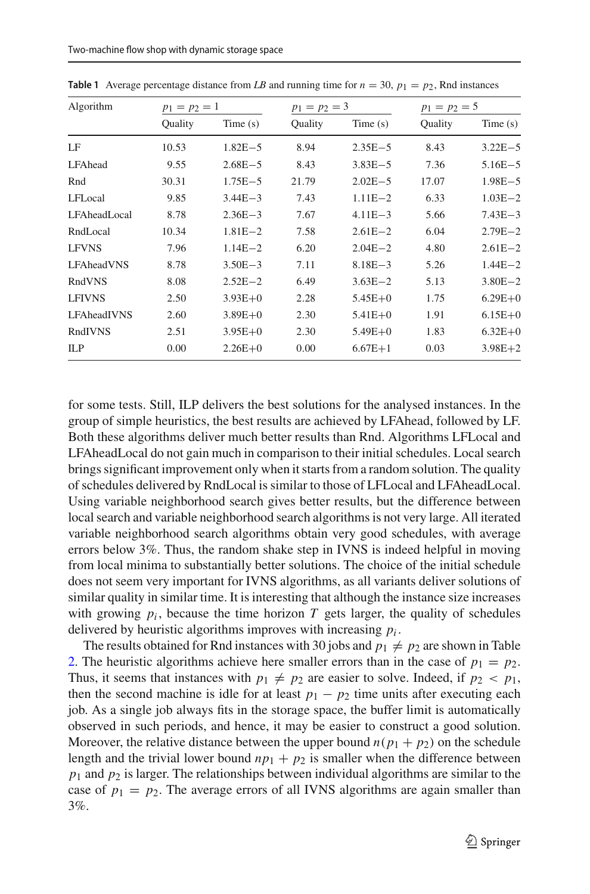**Table 1** Average percentage distance from *LB* and running time for $n = 30$, $p_1 = p_2$, Rnd instances

| Algorithm | $p_1 = p_2 = 1$ | | $p_1 = p_2 = 3$ | | $p_1 = p_2 = 5$ | |
|---|---|---|---|---|---|---|
| | Quality | Time (s) | Quality | Time (s) | Quality | Time (s) |
| LF | 10.53 | 1.82E−5 | 8.94 | 2.35E−5 | 8.43 | 3.22E−5 |
| LFAhead | 9.55 | 2.68E−5 | 8.43 | 3.83E−5 | 7.36 | 5.16E−5 |
| Rnd | 30.31 | 1.75E−5 | 21.79 | 2.02E−5 | 17.07 | 1.98E−5 |
| LFLocal | 9.85 | 3.44E−3 | 7.43 | 1.11E−2 | 6.33 | 1.03E−2 |
| LFAheadLocal | 8.78 | 2.36E−3 | 7.67 | 4.11E−3 | 5.66 | 7.43E−3 |
| RndLocal | 10.34 | 1.81E−2 | 7.58 | 2.61E−2 | 6.04 | 2.79E−2 |
| LFVNS | 7.96 | 1.14E−2 | 6.20 | 2.04E−2 | 4.80 | 2.61E−2 |
| LFAheadVNS | 8.78 | 3.50E−3 | 7.11 | 8.18E−3 | 5.26 | 1.44E−2 |
| RndVNS | 8.08 | 2.52E−2 | 6.49 | 3.63E−2 | 5.13 | 3.80E−2 |
| LFIVNS | 2.50 | 3.93E+0 | 2.28 | 5.45E+0 | 1.75 | 6.29E+0 |
| LFAheadIVNS | 2.60 | 3.89E+0 | 2.30 | 5.41E+0 | 1.91 | 6.15E+0 |
| RndIVNS | 2.51 | 3.95E+0 | 2.30 | 5.49E+0 | 1.83 | 6.32E+0 |
| ILP | 0.00 | 2.26E+0 | 0.00 | 6.67E+1 | 0.03 | 3.98E+2 |

for some tests. Still, ILP delivers the best solutions for the analysed instances. In the group of simple heuristics, the best results are achieved by LFAhead, followed by LF. Both these algorithms deliver much better results than Rnd. Algorithms LFLocal and LFAheadLocal do not gain much in comparison to their initial schedules. Local search brings significant improvement only when it starts from a random solution. The quality of schedules delivered by RndLocal is similar to those of LFLocal and LFAheadLocal. Using variable neighborhood search gives better results, but the difference between local search and variable neighborhood search algorithms is not very large. All iterated variable neighborhood search algorithms obtain very good schedules, with average errors below 3%. Thus, the random shake step in IVNS is indeed helpful in moving from local minima to substantially better solutions. The choice of the initial schedule does not seem very important for IVNS algorithms, as all variants deliver solutions of similar quality in similar time. It is interesting that although the instance size increases with growing $p_i$, because the time horizon $T$ gets larger, the quality of schedules delivered by heuristic algorithms improves with increasing $p_i$.

The results obtained for Rnd instances with 30 jobs and $p_1 \neq p_2$ are shown in Table 2. The heuristic algorithms achieve here smaller errors than in the case of $p_1 = p_2$. Thus, it seems that instances with $p_1 \neq p_2$ are easier to solve. Indeed, if $p_2 < p_1$, then the second machine is idle for at least $p_1 - p_2$ time units after executing each job. As a single job always fits in the storage space, the buffer limit is automatically observed in such periods, and hence, it may be easier to construct a good solution. Moreover, the relative distance between the upper bound $n(p_1 + p_2)$ on the schedule length and the trivial lower bound $np_1 + p_2$ is smaller when the difference between $p_1$ and $p_2$ is larger. The relationships between individual algorithms are similar to the case of $p_1 = p_2$. The average errors of all IVNS algorithms are again smaller than 3%.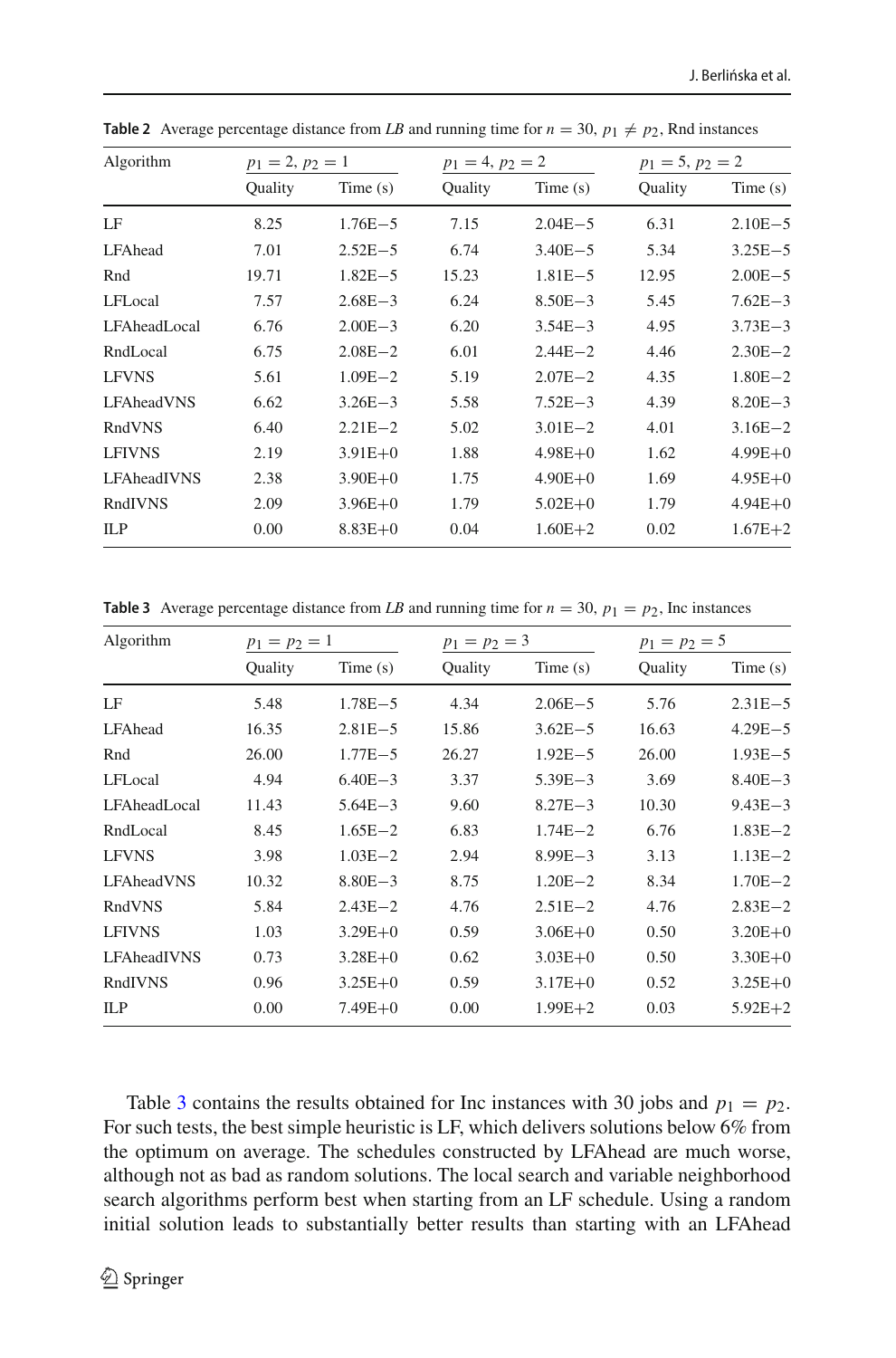**Table 2** Average percentage distance from *LB* and running time for $n = 30$, $p_1 \neq p_2$, Rnd instances

| Algorithm | $p_1 = 2$, $p_2 = 1$ | | $p_1 = 4$, $p_2 = 2$ | | $p_1 = 5$, $p_2 = 2$ | |
|---|---|---|---|---|---|---|
| | Quality | Time (s) | Quality | Time (s) | Quality | Time (s) |
| LF | 8.25 | 1.76E−5 | 7.15 | 2.04E−5 | 6.31 | 2.10E−5 |
| LFAhead | 7.01 | 2.52E−5 | 6.74 | 3.40E−5 | 5.34 | 3.25E−5 |
| Rnd | 19.71 | 1.82E−5 | 15.23 | 1.81E−5 | 12.95 | 2.00E−5 |
| LFLocal | 7.57 | 2.68E−3 | 6.24 | 8.50E−3 | 5.45 | 7.62E−3 |
| LFAheadLocal | 6.76 | 2.00E−3 | 6.20 | 3.54E−3 | 4.95 | 3.73E−3 |
| RndLocal | 6.75 | 2.08E−2 | 6.01 | 2.44E−2 | 4.46 | 2.30E−2 |
| LFVNS | 5.61 | 1.09E−2 | 5.19 | 2.07E−2 | 4.35 | 1.80E−2 |
| LFAheadVNS | 6.62 | 3.26E−3 | 5.58 | 7.52E−3 | 4.39 | 8.20E−3 |
| RndVNS | 6.40 | 2.21E−2 | 5.02 | 3.01E−2 | 4.01 | 3.16E−2 |
| LFIVNS | 2.19 | 3.91E+0 | 1.88 | 4.98E+0 | 1.62 | 4.99E+0 |
| LFAheadIVNS | 2.38 | 3.90E+0 | 1.75 | 4.90E+0 | 1.69 | 4.95E+0 |
| RndIVNS | 2.09 | 3.96E+0 | 1.79 | 5.02E+0 | 1.79 | 4.94E+0 |
| ILP | 0.00 | 8.83E+0 | 0.04 | 1.60E+2 | 0.02 | 1.67E+2 |

**Table 3** Average percentage distance from *LB* and running time for $n = 30$, $p_1 = p_2$, Inc instances

| Algorithm | $p_1 = p_2 = 1$ | | $p_1 = p_2 = 3$ | | $p_1 = p_2 = 5$ | |
|---|---|---|---|---|---|---|
| | Quality | Time (s) | Quality | Time (s) | Quality | Time (s) |
| LF | 5.48 | 1.78E−5 | 4.34 | 2.06E−5 | 5.76 | 2.31E−5 |
| LFAhead | 16.35 | 2.81E−5 | 15.86 | 3.62E−5 | 16.63 | 4.29E−5 |
| Rnd | 26.00 | 1.77E−5 | 26.27 | 1.92E−5 | 26.00 | 1.93E−5 |
| LFLocal | 4.94 | 6.40E−3 | 3.37 | 5.39E−3 | 3.69 | 8.40E−3 |
| LFAheadLocal | 11.43 | 5.64E−3 | 9.60 | 8.27E−3 | 10.30 | 9.43E−3 |
| RndLocal | 8.45 | 1.65E−2 | 6.83 | 1.74E−2 | 6.76 | 1.83E−2 |
| LFVNS | 3.98 | 1.03E−2 | 2.94 | 8.99E−3 | 3.13 | 1.13E−2 |
| LFAheadVNS | 10.32 | 8.80E−3 | 8.75 | 1.20E−2 | 8.34 | 1.70E−2 |
| RndVNS | 5.84 | 2.43E−2 | 4.76 | 2.51E−2 | 4.76 | 2.83E−2 |
| LFIVNS | 1.03 | 3.29E+0 | 0.59 | 3.06E+0 | 0.50 | 3.20E+0 |
| LFAheadIVNS | 0.73 | 3.28E+0 | 0.62 | 3.03E+0 | 0.50 | 3.30E+0 |
| RndIVNS | 0.96 | 3.25E+0 | 0.59 | 3.17E+0 | 0.52 | 3.25E+0 |
| ILP | 0.00 | 7.49E+0 | 0.00 | 1.99E+2 | 0.03 | 5.92E+2 |

Table 3 contains the results obtained for Inc instances with 30 jobs and $p_1 = p_2$. For such tests, the best simple heuristic is LF, which delivers solutions below 6% from the optimum on average. The schedules constructed by LFAhead are much worse, although not as bad as random solutions. The local search and variable neighborhood search algorithms perform best when starting from an LF schedule. Using a random initial solution leads to substantially better results than starting with an LFAhead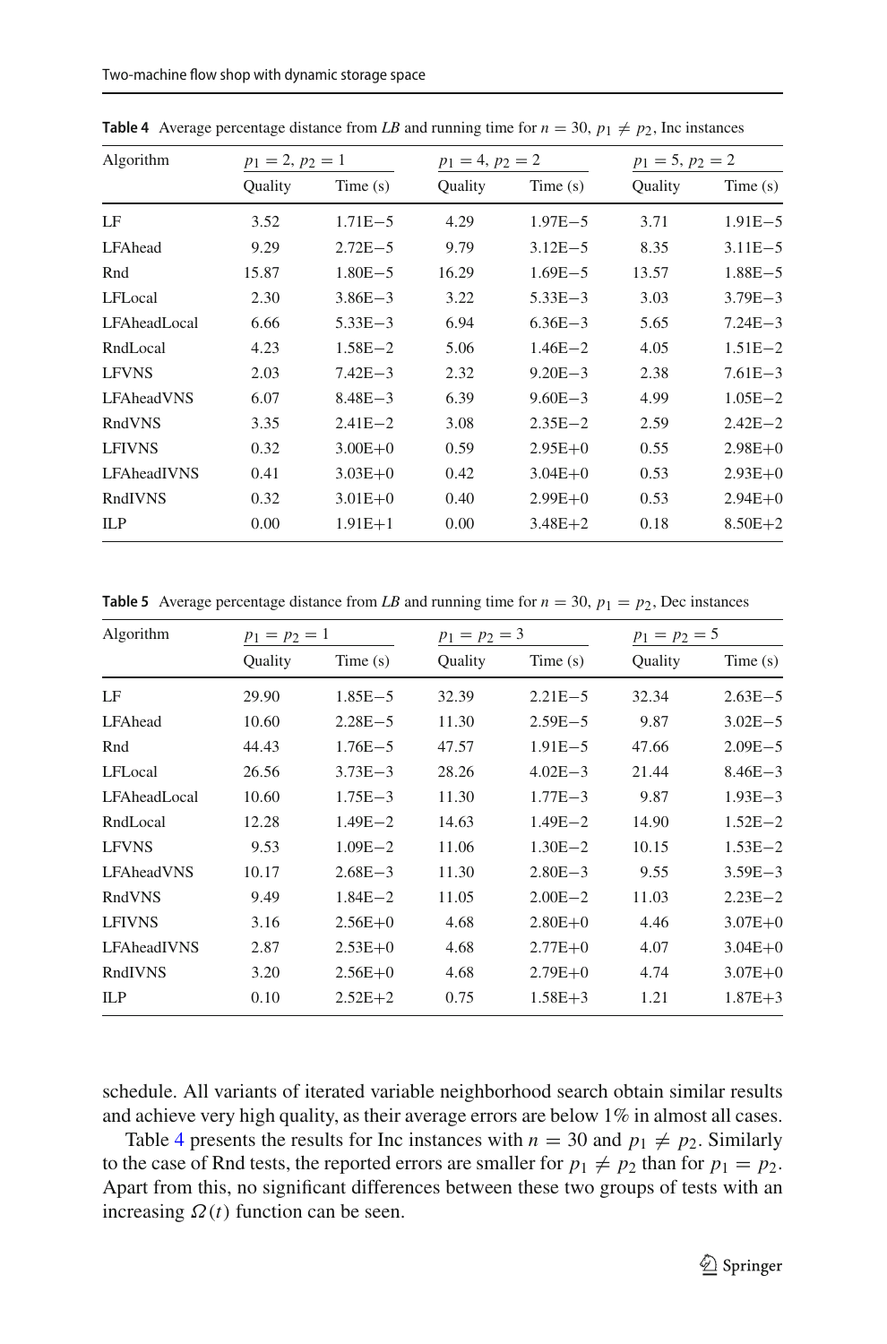**Table 4** Average percentage distance from *LB* and running time for $n = 30$, $p_1 \neq p_2$, Inc instances

| Algorithm | $p_1 = 2$, $p_2 = 1$ | | $p_1 = 4$, $p_2 = 2$ | | $p_1 = 5$, $p_2 = 2$ | |
|---|---|---|---|---|---|---|
| | Quality | Time (s) | Quality | Time (s) | Quality | Time (s) |
| LF | 3.52 | 1.71E−5 | 4.29 | 1.97E−5 | 3.71 | 1.91E−5 |
| LFAhead | 9.29 | 2.72E−5 | 9.79 | 3.12E−5 | 8.35 | 3.11E−5 |
| Rnd | 15.87 | 1.80E−5 | 16.29 | 1.69E−5 | 13.57 | 1.88E−5 |
| LFLocal | 2.30 | 3.86E−3 | 3.22 | 5.33E−3 | 3.03 | 3.79E−3 |
| LFAheadLocal | 6.66 | 5.33E−3 | 6.94 | 6.36E−3 | 5.65 | 7.24E−3 |
| RndLocal | 4.23 | 1.58E−2 | 5.06 | 1.46E−2 | 4.05 | 1.51E−2 |
| LFVNS | 2.03 | 7.42E−3 | 2.32 | 9.20E−3 | 2.38 | 7.61E−3 |
| LFAheadVNS | 6.07 | 8.48E−3 | 6.39 | 9.60E−3 | 4.99 | 1.05E−2 |
| RndVNS | 3.35 | 2.41E−2 | 3.08 | 2.35E−2 | 2.59 | 2.42E−2 |
| LFIVNS | 0.32 | 3.00E+0 | 0.59 | 2.95E+0 | 0.55 | 2.98E+0 |
| LFAheadIVNS | 0.41 | 3.03E+0 | 0.42 | 3.04E+0 | 0.53 | 2.93E+0 |
| RndIVNS | 0.32 | 3.01E+0 | 0.40 | 2.99E+0 | 0.53 | 2.94E+0 |
| ILP | 0.00 | 1.91E+1 | 0.00 | 3.48E+2 | 0.18 | 8.50E+2 |

**Table 5** Average percentage distance from *LB* and running time for $n = 30$, $p_1 = p_2$, Dec instances

| Algorithm | $p_1 = p_2 = 1$ | | $p_1 = p_2 = 3$ | | $p_1 = p_2 = 5$ | |
|---|---|---|---|---|---|---|
| | Quality | Time (s) | Quality | Time (s) | Quality | Time (s) |
| LF | 29.90 | 1.85E−5 | 32.39 | 2.21E−5 | 32.34 | 2.63E−5 |
| LFAhead | 10.60 | 2.28E−5 | 11.30 | 2.59E−5 | 9.87 | 3.02E−5 |
| Rnd | 44.43 | 1.76E−5 | 47.57 | 1.91E−5 | 47.66 | 2.09E−5 |
| LFLocal | 26.56 | 3.73E−3 | 28.26 | 4.02E−3 | 21.44 | 8.46E−3 |
| LFAheadLocal | 10.60 | 1.75E−3 | 11.30 | 1.77E−3 | 9.87 | 1.93E−3 |
| RndLocal | 12.28 | 1.49E−2 | 14.63 | 1.49E−2 | 14.90 | 1.52E−2 |
| LFVNS | 9.53 | 1.09E−2 | 11.06 | 1.30E−2 | 10.15 | 1.53E−2 |
| LFAheadVNS | 10.17 | 2.68E−3 | 11.30 | 2.80E−3 | 9.55 | 3.59E−3 |
| RndVNS | 9.49 | 1.84E−2 | 11.05 | 2.00E−2 | 11.03 | 2.23E−2 |
| LFIVNS | 3.16 | 2.56E+0 | 4.68 | 2.80E+0 | 4.46 | 3.07E+0 |
| LFAheadIVNS | 2.87 | 2.53E+0 | 4.68 | 2.77E+0 | 4.07 | 3.04E+0 |
| RndIVNS | 3.20 | 2.56E+0 | 4.68 | 2.79E+0 | 4.74 | 3.07E+0 |
| ILP | 0.10 | 2.52E+2 | 0.75 | 1.58E+3 | 1.21 | 1.87E+3 |

schedule. All variants of iterated variable neighborhood search obtain similar results and achieve very high quality, as their average errors are below 1% in almost all cases.

Table 4 presents the results for Inc instances with $n = 30$ and $p_1 \neq p_2$. Similarly to the case of Rnd tests, the reported errors are smaller for $p_1 \neq p_2$ than for $p_1 = p_2$. Apart from this, no significant differences between these two groups of tests with an increasing $\Omega(t)$ function can be seen.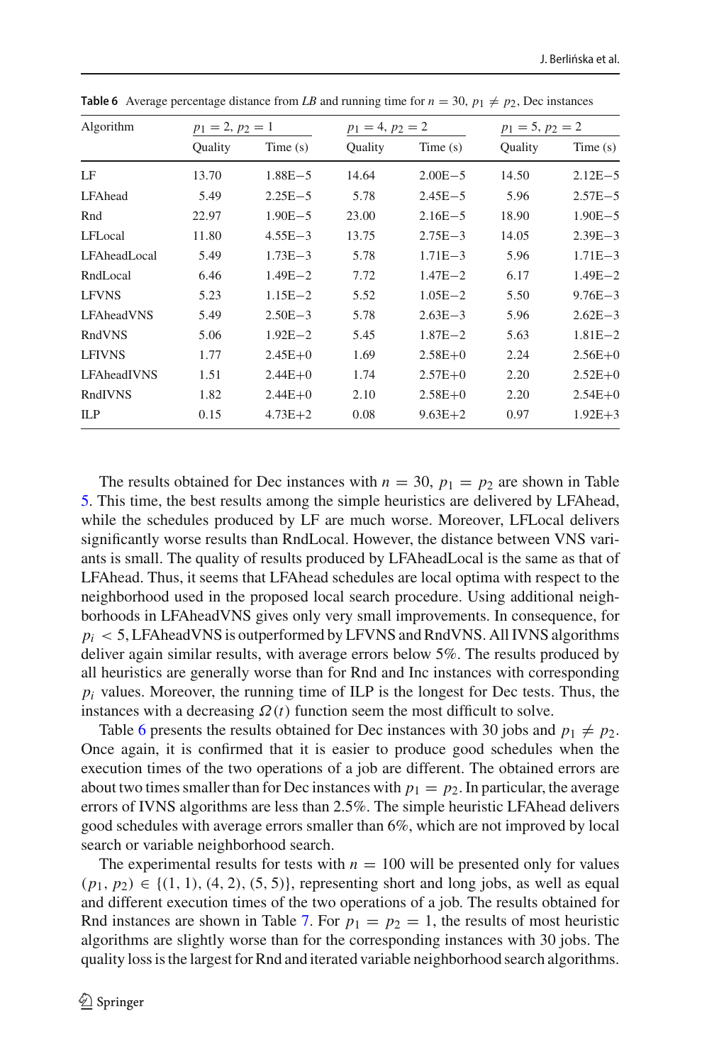**Table 6** Average percentage distance from *LB* and running time for $n = 30$, $p_1 \neq p_2$, Dec instances

| Algorithm | $p_1 = 2, p_2 = 1$ | | $p_1 = 4, p_2 = 2$ | | $p_1 = 5, p_2 = 2$ | |
|---|---|---|---|---|---|---|
| | Quality | Time (s) | Quality | Time (s) | Quality | Time (s) |
| LF | 13.70 | 1.88E−5 | 14.64 | 2.00E−5 | 14.50 | 2.12E−5 |
| LFAhead | 5.49 | 2.25E−5 | 5.78 | 2.45E−5 | 5.96 | 2.57E−5 |
| Rnd | 22.97 | 1.90E−5 | 23.00 | 2.16E−5 | 18.90 | 1.90E−5 |
| LFLocal | 11.80 | 4.55E−3 | 13.75 | 2.75E−3 | 14.05 | 2.39E−3 |
| LFAheadLocal | 5.49 | 1.73E−3 | 5.78 | 1.71E−3 | 5.96 | 1.71E−3 |
| RndLocal | 6.46 | 1.49E−2 | 7.72 | 1.47E−2 | 6.17 | 1.49E−2 |
| LFVNS | 5.23 | 1.15E−2 | 5.52 | 1.05E−2 | 5.50 | 9.76E−3 |
| LFAheadVNS | 5.49 | 2.50E−3 | 5.78 | 2.63E−3 | 5.96 | 2.62E−3 |
| RndVNS | 5.06 | 1.92E−2 | 5.45 | 1.87E−2 | 5.63 | 1.81E−2 |
| LFIVNS | 1.77 | 2.45E+0 | 1.69 | 2.58E+0 | 2.24 | 2.56E+0 |
| LFAheadIVNS | 1.51 | 2.44E+0 | 1.74 | 2.57E+0 | 2.20 | 2.52E+0 |
| RndIVNS | 1.82 | 2.44E+0 | 2.10 | 2.58E+0 | 2.20 | 2.54E+0 |
| ILP | 0.15 | 4.73E+2 | 0.08 | 9.63E+2 | 0.97 | 1.92E+3 |

The results obtained for Dec instances with $n = 30$, $p_1 = p_2$ are shown in Table 5. This time, the best results among the simple heuristics are delivered by LFAhead, while the schedules produced by LF are much worse. Moreover, LFLocal delivers significantly worse results than RndLocal. However, the distance between VNS variants is small. The quality of results produced by LFAheadLocal is the same as that of LFAhead. Thus, it seems that LFAhead schedules are local optima with respect to the neighborhood used in the proposed local search procedure. Using additional neighborhoods in LFAheadVNS gives only very small improvements. In consequence, for $p_i < 5$, LFAheadVNS is outperformed by LFVNS and RndVNS. All IVNS algorithms deliver again similar results, with average errors below 5%. The results produced by all heuristics are generally worse than for Rnd and Inc instances with corresponding $p_i$ values. Moreover, the running time of ILP is the longest for Dec tests. Thus, the instances with a decreasing $\Omega(t)$ function seem the most difficult to solve.

Table 6 presents the results obtained for Dec instances with 30 jobs and $p_1 \neq p_2$. Once again, it is confirmed that it is easier to produce good schedules when the execution times of the two operations of a job are different. The obtained errors are about two times smaller than for Dec instances with $p_1 = p_2$. In particular, the average errors of IVNS algorithms are less than 2.5%. The simple heuristic LFAhead delivers good schedules with average errors smaller than 6%, which are not improved by local search or variable neighborhood search.

The experimental results for tests with $n = 100$ will be presented only for values $(p_1, p_2) \in \{(1, 1), (4, 2), (5, 5)\}$, representing short and long jobs, as well as equal and different execution times of the two operations of a job. The results obtained for Rnd instances are shown in Table 7. For $p_1 = p_2 = 1$, the results of most heuristic algorithms are slightly worse than for the corresponding instances with 30 jobs. The quality loss is the largest for Rnd and iterated variable neighborhood search algorithms.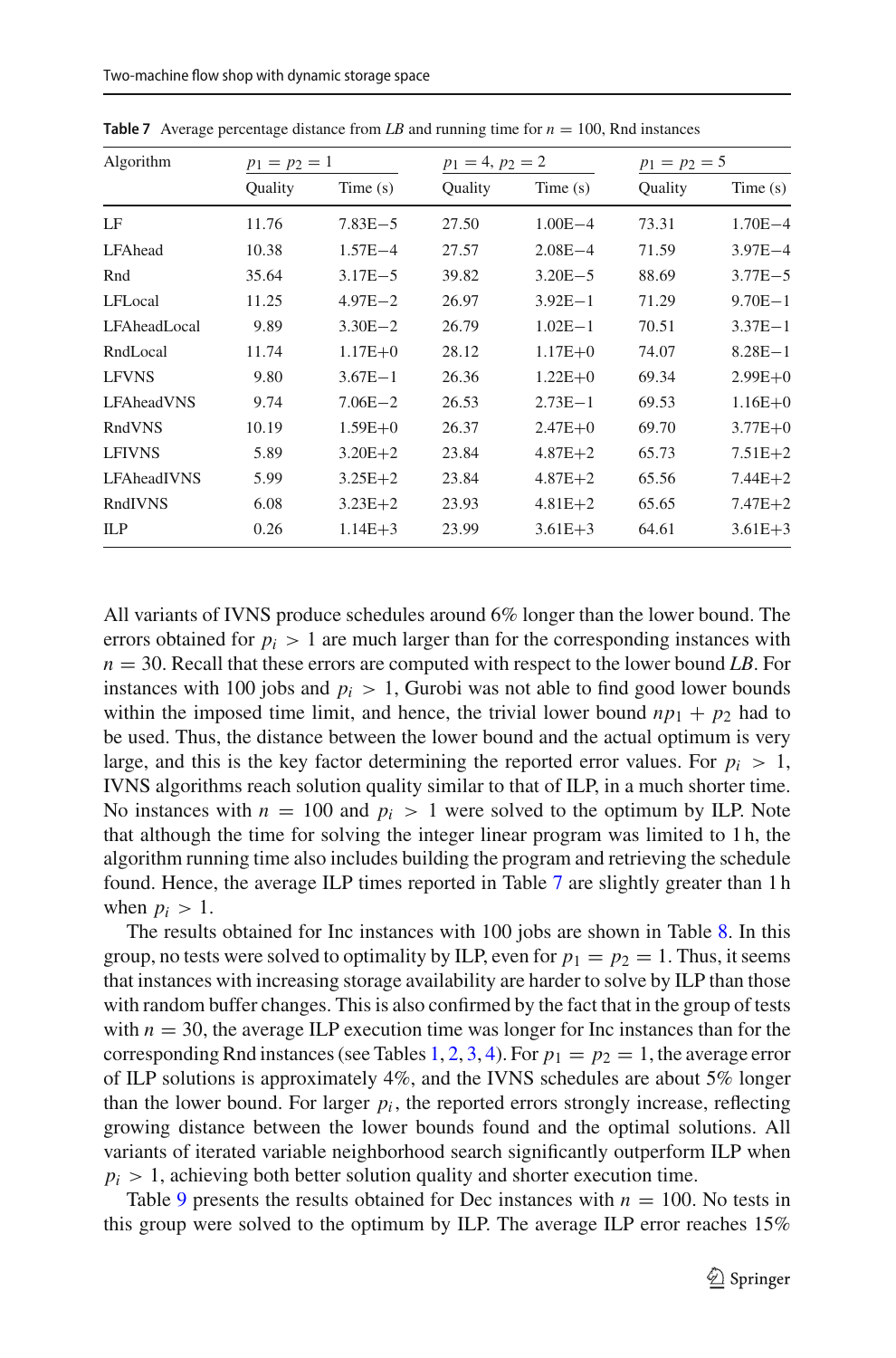**Table 7** Average percentage distance from *LB* and running time for $n = 100$, Rnd instances

| Algorithm | $p_1 = p_2 = 1$ | | $p_1 = 4,\ p_2 = 2$ | | $p_1 = p_2 = 5$ | |
|---|---|---|---|---|---|---|
| | Quality | Time (s) | Quality | Time (s) | Quality | Time (s) |
| LF | 11.76 | 7.83E−5 | 27.50 | 1.00E−4 | 73.31 | 1.70E−4 |
| LFAhead | 10.38 | 1.57E−4 | 27.57 | 2.08E−4 | 71.59 | 3.97E−4 |
| Rnd | 35.64 | 3.17E−5 | 39.82 | 3.20E−5 | 88.69 | 3.77E−5 |
| LFLocal | 11.25 | 4.97E−2 | 26.97 | 3.92E−1 | 71.29 | 9.70E−1 |
| LFAheadLocal | 9.89 | 3.30E−2 | 26.79 | 1.02E−1 | 70.51 | 3.37E−1 |
| RndLocal | 11.74 | 1.17E+0 | 28.12 | 1.17E+0 | 74.07 | 8.28E−1 |
| LFVNS | 9.80 | 3.67E−1 | 26.36 | 1.22E+0 | 69.34 | 2.99E+0 |
| LFAheadVNS | 9.74 | 7.06E−2 | 26.53 | 2.73E−1 | 69.53 | 1.16E+0 |
| RndVNS | 10.19 | 1.59E+0 | 26.37 | 2.47E+0 | 69.70 | 3.77E+0 |
| LFIVNS | 5.89 | 3.20E+2 | 23.84 | 4.87E+2 | 65.73 | 7.51E+2 |
| LFAheadIVNS | 5.99 | 3.25E+2 | 23.84 | 4.87E+2 | 65.56 | 7.44E+2 |
| RndIVNS | 6.08 | 3.23E+2 | 23.93 | 4.81E+2 | 65.65 | 7.47E+2 |
| ILP | 0.26 | 1.14E+3 | 23.99 | 3.61E+3 | 64.61 | 3.61E+3 |

All variants of IVNS produce schedules around 6% longer than the lower bound. The errors obtained for $p_i > 1$ are much larger than for the corresponding instances with $n = 30$. Recall that these errors are computed with respect to the lower bound *LB*. For instances with 100 jobs and $p_i > 1$, Gurobi was not able to find good lower bounds within the imposed time limit, and hence, the trivial lower bound $np_1 + p_2$ had to be used. Thus, the distance between the lower bound and the actual optimum is very large, and this is the key factor determining the reported error values. For $p_i > 1$, IVNS algorithms reach solution quality similar to that of ILP, in a much shorter time. No instances with $n = 100$ and $p_i > 1$ were solved to the optimum by ILP. Note that although the time for solving the integer linear program was limited to 1 h, the algorithm running time also includes building the program and retrieving the schedule found. Hence, the average ILP times reported in Table 7 are slightly greater than 1 h when $p_i > 1$.

The results obtained for Inc instances with 100 jobs are shown in Table 8. In this group, no tests were solved to optimality by ILP, even for $p_1 = p_2 = 1$. Thus, it seems that instances with increasing storage availability are harder to solve by ILP than those with random buffer changes. This is also confirmed by the fact that in the group of tests with $n = 30$, the average ILP execution time was longer for Inc instances than for the corresponding Rnd instances (see Tables 1, 2, 3, 4). For $p_1 = p_2 = 1$, the average error of ILP solutions is approximately 4%, and the IVNS schedules are about 5% longer than the lower bound. For larger $p_i$, the reported errors strongly increase, reflecting growing distance between the lower bounds found and the optimal solutions. All variants of iterated variable neighborhood search significantly outperform ILP when $p_i > 1$, achieving both better solution quality and shorter execution time.

Table 9 presents the results obtained for Dec instances with $n = 100$. No tests in this group were solved to the optimum by ILP. The average ILP error reaches 15%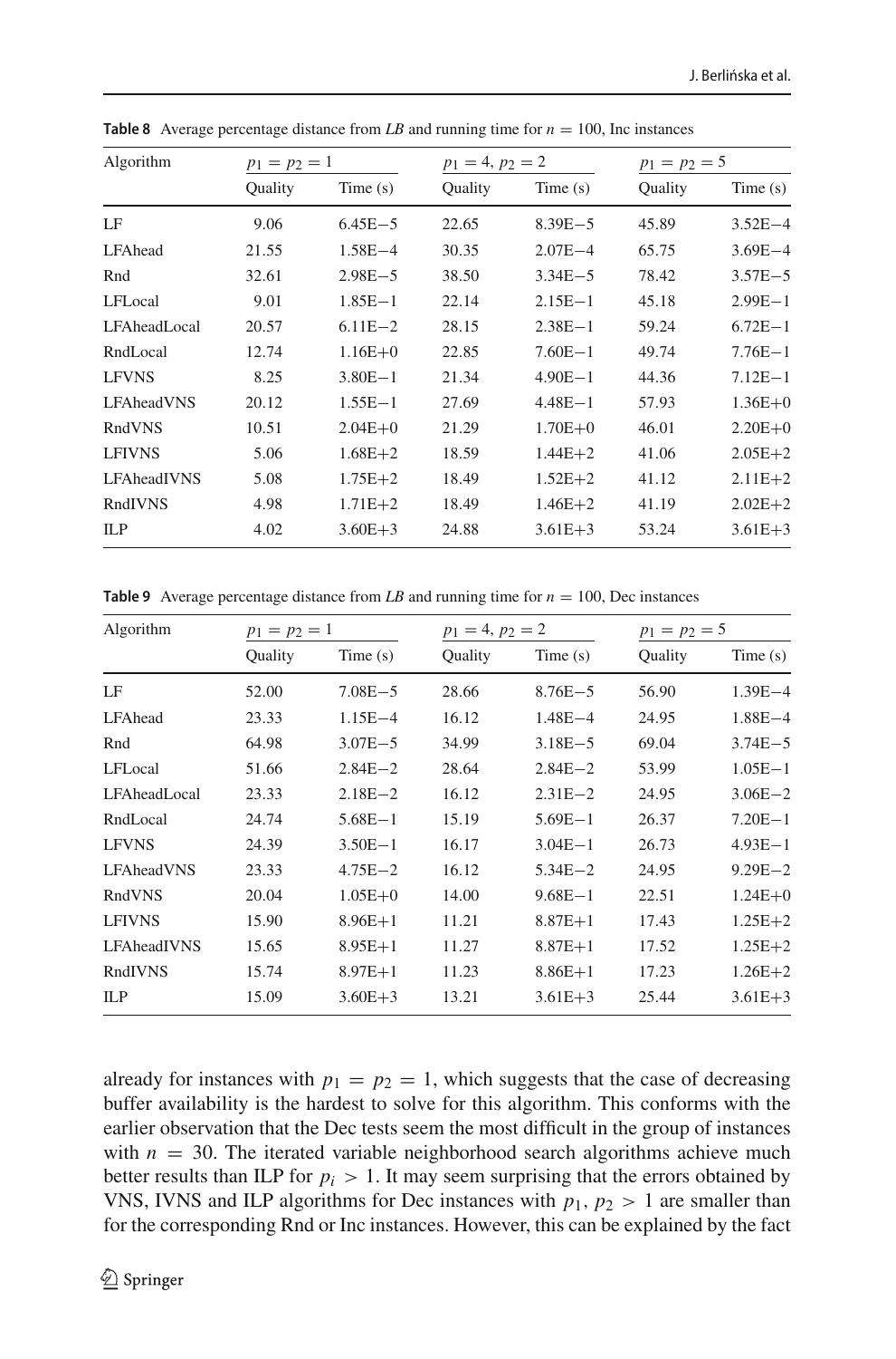**Table 8** Average percentage distance from *LB* and running time for $n = 100$, Inc instances

| Algorithm | $p_1 = p_2 = 1$ | | $p_1 = 4,\ p_2 = 2$ | | $p_1 = p_2 = 5$ | |
|---|---|---|---|---|---|---|
| | Quality | Time (s) | Quality | Time (s) | Quality | Time (s) |
| LF | 9.06 | 6.45E−5 | 22.65 | 8.39E−5 | 45.89 | 3.52E−4 |
| LFAhead | 21.55 | 1.58E−4 | 30.35 | 2.07E−4 | 65.75 | 3.69E−4 |
| Rnd | 32.61 | 2.98E−5 | 38.50 | 3.34E−5 | 78.42 | 3.57E−5 |
| LFLocal | 9.01 | 1.85E−1 | 22.14 | 2.15E−1 | 45.18 | 2.99E−1 |
| LFAheadLocal | 20.57 | 6.11E−2 | 28.15 | 2.38E−1 | 59.24 | 6.72E−1 |
| RndLocal | 12.74 | 1.16E+0 | 22.85 | 7.60E−1 | 49.74 | 7.76E−1 |
| LFVNS | 8.25 | 3.80E−1 | 21.34 | 4.90E−1 | 44.36 | 7.12E−1 |
| LFAheadVNS | 20.12 | 1.55E−1 | 27.69 | 4.48E−1 | 57.93 | 1.36E+0 |
| RndVNS | 10.51 | 2.04E+0 | 21.29 | 1.70E+0 | 46.01 | 2.20E+0 |
| LFIVNS | 5.06 | 1.68E+2 | 18.59 | 1.44E+2 | 41.06 | 2.05E+2 |
| LFAheadIVNS | 5.08 | 1.75E+2 | 18.49 | 1.52E+2 | 41.12 | 2.11E+2 |
| RndIVNS | 4.98 | 1.71E+2 | 18.49 | 1.46E+2 | 41.19 | 2.02E+2 |
| ILP | 4.02 | 3.60E+3 | 24.88 | 3.61E+3 | 53.24 | 3.61E+3 |

**Table 9** Average percentage distance from *LB* and running time for $n = 100$, Dec instances

| Algorithm | $p_1 = p_2 = 1$ | | $p_1 = 4,\ p_2 = 2$ | | $p_1 = p_2 = 5$ | |
|---|---|---|---|---|---|---|
| | Quality | Time (s) | Quality | Time (s) | Quality | Time (s) |
| LF | 52.00 | 7.08E−5 | 28.66 | 8.76E−5 | 56.90 | 1.39E−4 |
| LFAhead | 23.33 | 1.15E−4 | 16.12 | 1.48E−4 | 24.95 | 1.88E−4 |
| Rnd | 64.98 | 3.07E−5 | 34.99 | 3.18E−5 | 69.04 | 3.74E−5 |
| LFLocal | 51.66 | 2.84E−2 | 28.64 | 2.84E−2 | 53.99 | 1.05E−1 |
| LFAheadLocal | 23.33 | 2.18E−2 | 16.12 | 2.31E−2 | 24.95 | 3.06E−2 |
| RndLocal | 24.74 | 5.68E−1 | 15.19 | 5.69E−1 | 26.37 | 7.20E−1 |
| LFVNS | 24.39 | 3.50E−1 | 16.17 | 3.04E−1 | 26.73 | 4.93E−1 |
| LFAheadVNS | 23.33 | 4.75E−2 | 16.12 | 5.34E−2 | 24.95 | 9.29E−2 |
| RndVNS | 20.04 | 1.05E+0 | 14.00 | 9.68E−1 | 22.51 | 1.24E+0 |
| LFIVNS | 15.90 | 8.96E+1 | 11.21 | 8.87E+1 | 17.43 | 1.25E+2 |
| LFAheadIVNS | 15.65 | 8.95E+1 | 11.27 | 8.87E+1 | 17.52 | 1.25E+2 |
| RndIVNS | 15.74 | 8.97E+1 | 11.23 | 8.86E+1 | 17.23 | 1.26E+2 |
| ILP | 15.09 | 3.60E+3 | 13.21 | 3.61E+3 | 25.44 | 3.61E+3 |

already for instances with $p_1 = p_2 = 1$, which suggests that the case of decreasing buffer availability is the hardest to solve for this algorithm. This conforms with the earlier observation that the Dec tests seem the most difficult in the group of instances with $n = 30$. The iterated variable neighborhood search algorithms achieve much better results than ILP for $p_i > 1$. It may seem surprising that the errors obtained by VNS, IVNS and ILP algorithms for Dec instances with $p_1, p_2 > 1$ are smaller than for the corresponding Rnd or Inc instances. However, this can be explained by the fact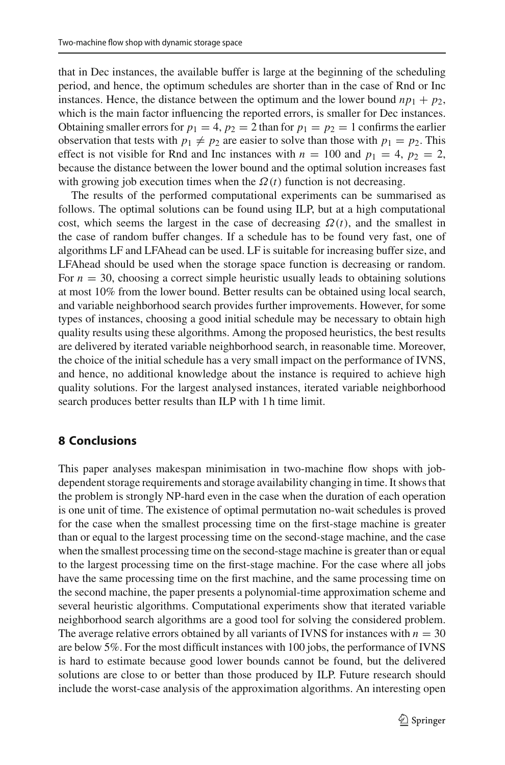that in Dec instances, the available buffer is large at the beginning of the scheduling period, and hence, the optimum schedules are shorter than in the case of Rnd or Inc instances. Hence, the distance between the optimum and the lower bound $np_1 + p_2$, which is the main factor influencing the reported errors, is smaller for Dec instances. Obtaining smaller errors for $p_1 = 4$, $p_2 = 2$ than for $p_1 = p_2 = 1$ confirms the earlier observation that tests with $p_1 \neq p_2$ are easier to solve than those with $p_1 = p_2$. This effect is not visible for Rnd and Inc instances with $n = 100$ and $p_1 = 4$, $p_2 = 2$, because the distance between the lower bound and the optimal solution increases fast with growing job execution times when the $\Omega(t)$ function is not decreasing.

The results of the performed computational experiments can be summarised as follows. The optimal solutions can be found using ILP, but at a high computational cost, which seems the largest in the case of decreasing $\Omega(t)$, and the smallest in the case of random buffer changes. If a schedule has to be found very fast, one of algorithms LF and LFAhead can be used. LF is suitable for increasing buffer size, and LFAhead should be used when the storage space function is decreasing or random. For $n = 30$, choosing a correct simple heuristic usually leads to obtaining solutions at most 10% from the lower bound. Better results can be obtained using local search, and variable neighborhood search provides further improvements. However, for some types of instances, choosing a good initial schedule may be necessary to obtain high quality results using these algorithms. Among the proposed heuristics, the best results are delivered by iterated variable neighborhood search, in reasonable time. Moreover, the choice of the initial schedule has a very small impact on the performance of IVNS, and hence, no additional knowledge about the instance is required to achieve high quality solutions. For the largest analysed instances, iterated variable neighborhood search produces better results than ILP with 1 h time limit.

## 8 Conclusions

This paper analyses makespan minimisation in two-machine flow shops with job-dependent storage requirements and storage availability changing in time. It shows that the problem is strongly NP-hard even in the case when the duration of each operation is one unit of time. The existence of optimal permutation no-wait schedules is proved for the case when the smallest processing time on the first-stage machine is greater than or equal to the largest processing time on the second-stage machine, and the case when the smallest processing time on the second-stage machine is greater than or equal to the largest processing time on the first-stage machine. For the case where all jobs have the same processing time on the first machine, and the same processing time on the second machine, the paper presents a polynomial-time approximation scheme and several heuristic algorithms. Computational experiments show that iterated variable neighborhood search algorithms are a good tool for solving the considered problem. The average relative errors obtained by all variants of IVNS for instances with $n = 30$ are below 5%. For the most difficult instances with 100 jobs, the performance of IVNS is hard to estimate because good lower bounds cannot be found, but the delivered solutions are close to or better than those produced by ILP. Future research should include the worst-case analysis of the approximation algorithms. An interesting open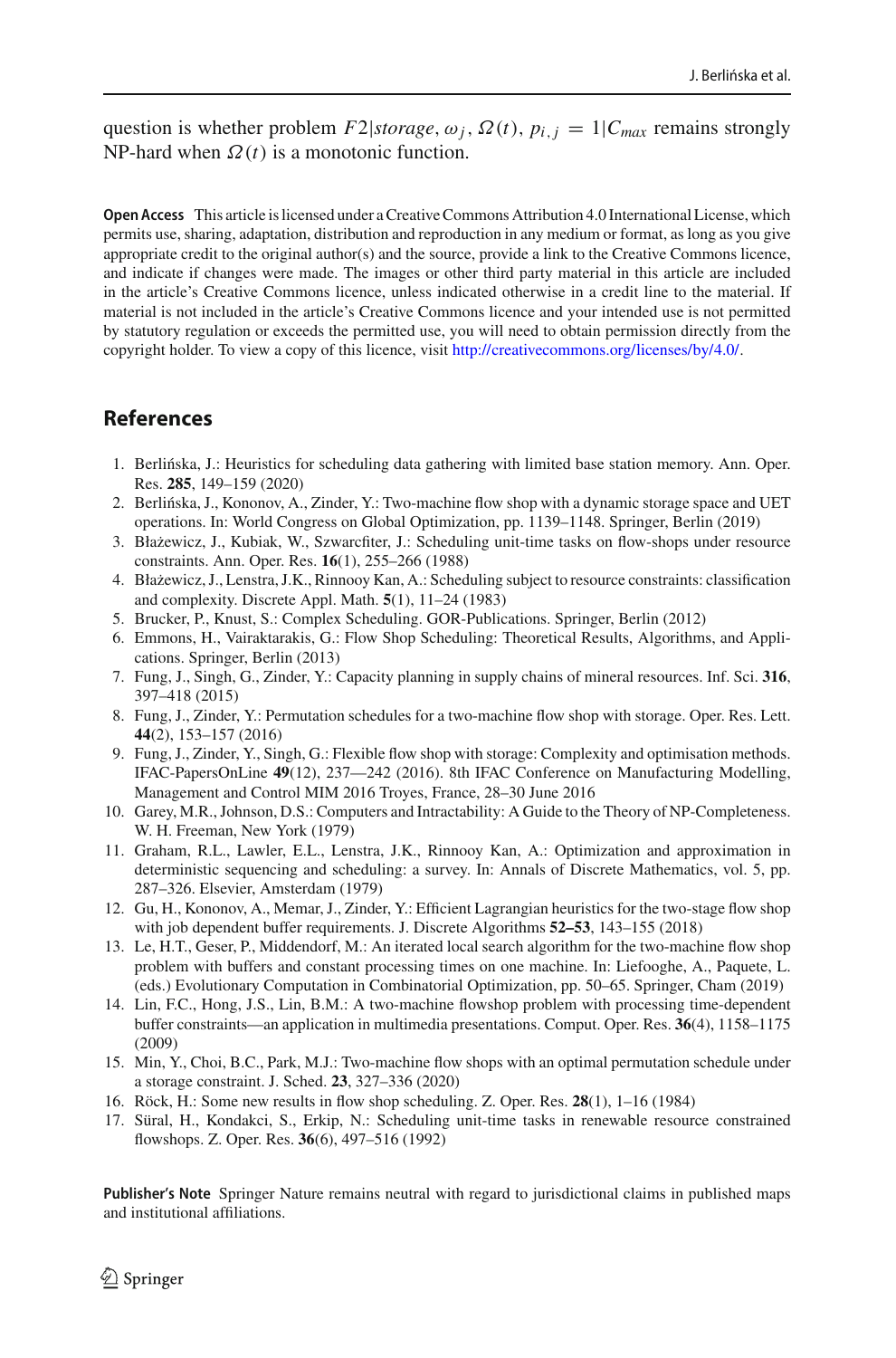question is whether problem $F2|storage, \omega_j, \Omega(t), p_{i,j} = 1|C_{max}$ remains strongly NP-hard when $\Omega(t)$ is a monotonic function.

**Open Access** This article is licensed under a Creative Commons Attribution 4.0 International License, which permits use, sharing, adaptation, distribution and reproduction in any medium or format, as long as you give appropriate credit to the original author(s) and the source, provide a link to the Creative Commons licence, and indicate if changes were made. The images or other third party material in this article are included in the article's Creative Commons licence, unless indicated otherwise in a credit line to the material. If material is not included in the article's Creative Commons licence and your intended use is not permitted by statutory regulation or exceeds the permitted use, you will need to obtain permission directly from the copyright holder. To view a copy of this licence, visit http://creativecommons.org/licenses/by/4.0/.

## References

1. Berlińska, J.: Heuristics for scheduling data gathering with limited base station memory. Ann. Oper. Res. **285**, 149–159 (2020)
2. Berlińska, J., Kononov, A., Zinder, Y.: Two-machine flow shop with a dynamic storage space and UET operations. In: World Congress on Global Optimization, pp. 1139–1148. Springer, Berlin (2019)
3. Błażewicz, J., Kubiak, W., Szwarcfiter, J.: Scheduling unit-time tasks on flow-shops under resource constraints. Ann. Oper. Res. **16**(1), 255–266 (1988)
4. Błażewicz, J., Lenstra, J.K., Rinnooy Kan, A.: Scheduling subject to resource constraints: classification and complexity. Discrete Appl. Math. **5**(1), 11–24 (1983)
5. Brucker, P., Knust, S.: Complex Scheduling. GOR-Publications. Springer, Berlin (2012)
6. Emmons, H., Vairaktarakis, G.: Flow Shop Scheduling: Theoretical Results, Algorithms, and Applications. Springer, Berlin (2013)
7. Fung, J., Singh, G., Zinder, Y.: Capacity planning in supply chains of mineral resources. Inf. Sci. **316**, 397–418 (2015)
8. Fung, J., Zinder, Y.: Permutation schedules for a two-machine flow shop with storage. Oper. Res. Lett. **44**(2), 153–157 (2016)
9. Fung, J., Zinder, Y., Singh, G.: Flexible flow shop with storage: Complexity and optimisation methods. IFAC-PapersOnLine **49**(12), 237—242 (2016). 8th IFAC Conference on Manufacturing Modelling, Management and Control MIM 2016 Troyes, France, 28–30 June 2016
10. Garey, M.R., Johnson, D.S.: Computers and Intractability: A Guide to the Theory of NP-Completeness. W. H. Freeman, New York (1979)
11. Graham, R.L., Lawler, E.L., Lenstra, J.K., Rinnooy Kan, A.: Optimization and approximation in deterministic sequencing and scheduling: a survey. In: Annals of Discrete Mathematics, vol. 5, pp. 287–326. Elsevier, Amsterdam (1979)
12. Gu, H., Kononov, A., Memar, J., Zinder, Y.: Efficient Lagrangian heuristics for the two-stage flow shop with job dependent buffer requirements. J. Discrete Algorithms **52–53**, 143–155 (2018)
13. Le, H.T., Geser, P., Middendorf, M.: An iterated local search algorithm for the two-machine flow shop problem with buffers and constant processing times on one machine. In: Liefooghe, A., Paquete, L. (eds.) Evolutionary Computation in Combinatorial Optimization, pp. 50–65. Springer, Cham (2019)
14. Lin, F.C., Hong, J.S., Lin, B.M.: A two-machine flowshop problem with processing time-dependent buffer constraints—an application in multimedia presentations. Comput. Oper. Res. **36**(4), 1158–1175 (2009)
15. Min, Y., Choi, B.C., Park, M.J.: Two-machine flow shops with an optimal permutation schedule under a storage constraint. J. Sched. **23**, 327–336 (2020)
16. Röck, H.: Some new results in flow shop scheduling. Z. Oper. Res. **28**(1), 1–16 (1984)
17. Süral, H., Kondakci, S., Erkip, N.: Scheduling unit-time tasks in renewable resource constrained flowshops. Z. Oper. Res. **36**(6), 497–516 (1992)

**Publisher's Note** Springer Nature remains neutral with regard to jurisdictional claims in published maps and institutional affiliations.